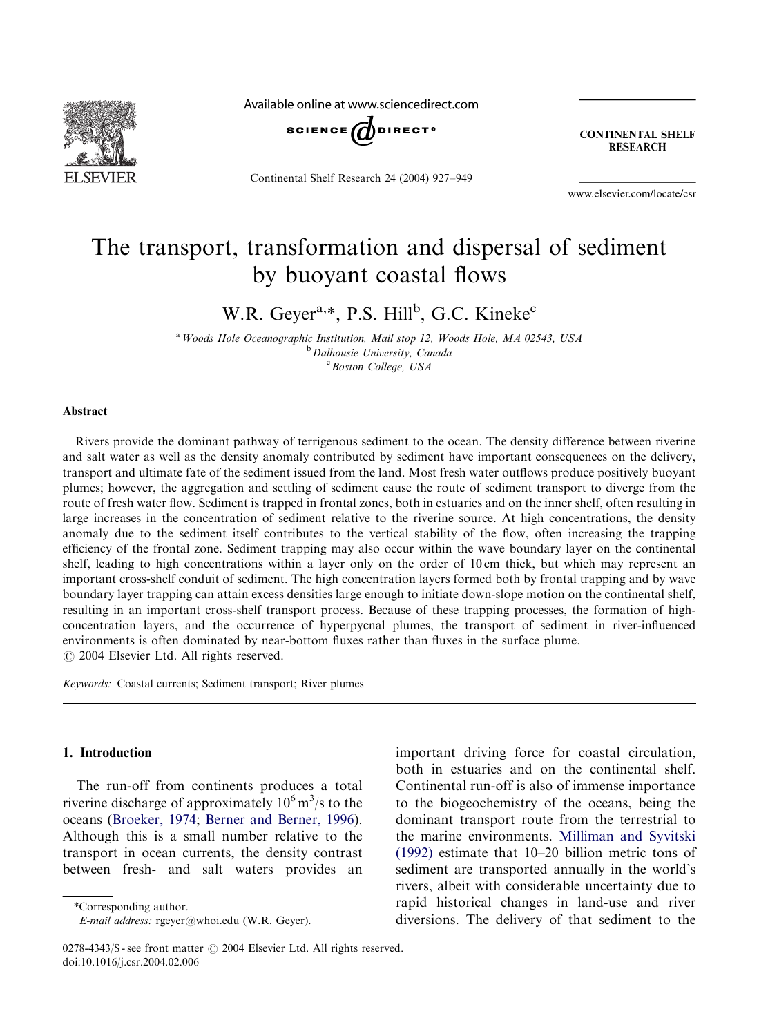# The transport, transformation and dispersal of sediment by buoyant coastal flows

W.R. Geyer[a,*], P.S. Hill[b], G.C. Kineke[c]

[a] Woods Hole Oceanographic Institution, Mail stop 12, Woods Hole, MA 02543, USA
[b] Dalhousie University, Canada
[c] Boston College, USA

## Abstract

Rivers provide the dominant pathway of terrigenous sediment to the ocean. The density difference between riverine and salt water as well as the density anomaly contributed by sediment have important consequences on the delivery, transport and ultimate fate of the sediment issued from the land. Most fresh water outflows produce positively buoyant plumes; however, the aggregation and settling of sediment cause the route of sediment transport to diverge from the route of fresh water flow. Sediment is trapped in frontal zones, both in estuaries and on the inner shelf, often resulting in large increases in the concentration of sediment relative to the riverine source. At high concentrations, the density anomaly due to the sediment itself contributes to the vertical stability of the flow, often increasing the trapping efficiency of the frontal zone. Sediment trapping may also occur within the wave boundary layer on the continental shelf, leading to high concentrations within a layer only on the order of 10 cm thick, but which may represent an important cross-shelf conduit of sediment. The high concentration layers formed both by frontal trapping and by wave boundary layer trapping can attain excess densities large enough to initiate down-slope motion on the continental shelf, resulting in an important cross-shelf transport process. Because of these trapping processes, the formation of high-concentration layers, and the occurrence of hyperpycnal plumes, the transport of sediment in river-influenced environments is often dominated by near-bottom fluxes rather than fluxes in the surface plume.

© 2004 Elsevier Ltd. All rights reserved.

*Keywords:* Coastal currents; Sediment transport; River plumes

## 1. Introduction

The run-off from continents produces a total riverine discharge of approximately $10^6\,m^3/s$ to the oceans (Broeker, 1974; Berner and Berner, 1996). Although this is a small number relative to the transport in ocean currents, the density contrast between fresh- and salt waters provides an important driving force for coastal circulation, both in estuaries and on the continental shelf. Continental run-off is also of immense importance to the biogeochemistry of the oceans, being the dominant transport route from the terrestrial to the marine environments. Milliman and Syvitski (1992) estimate that 10–20 billion metric tons of sediment are transported annually in the world's rivers, albeit with considerable uncertainty due to rapid historical changes in land-use and river diversions. The delivery of that sediment to the

*Corresponding author.
*E-mail address:* rgeyer@whoi.edu (W.R. Geyer).

0278-4343/$ - see front matter © 2004 Elsevier Ltd. All rights reserved.
doi:10.1016/j.csr.2004.02.006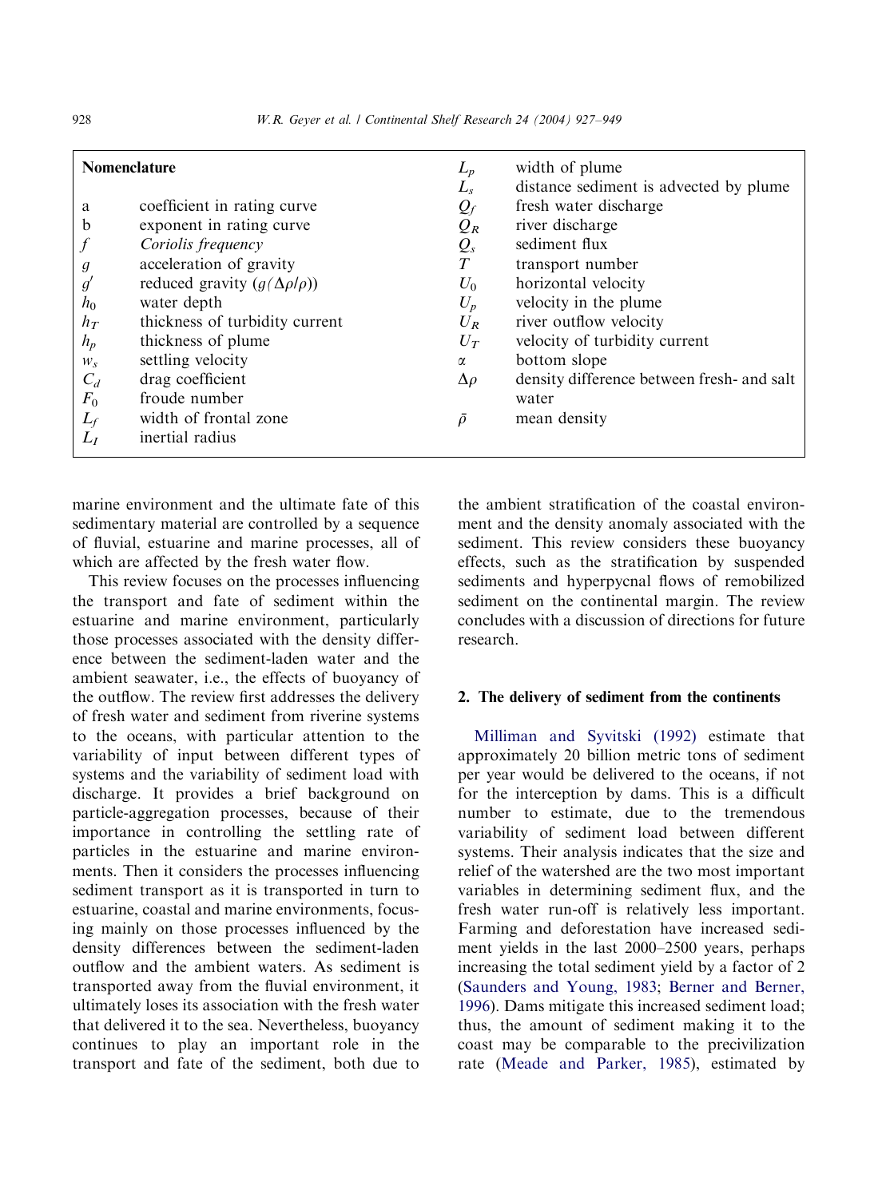**Nomenclature**

| | | | |
|---|---|---|---|
| a | coefficient in rating curve | $L_p$ | width of plume |
| b | exponent in rating curve | $L_s$ | distance sediment is advected by plume |
| $f$ | *Coriolis frequency* | $Q_f$ | fresh water discharge |
| $g$ | acceleration of gravity | $Q_R$ | river discharge |
| $g'$ | reduced gravity ($g(\Delta\rho/\rho)$) | $Q_s$ | sediment flux |
| $h_0$ | water depth | $T$ | transport number |
| $h_T$ | thickness of turbidity current | $U_0$ | horizontal velocity |
| $h_p$ | thickness of plume | $U_p$ | velocity in the plume |
| $w_s$ | settling velocity | $U_R$ | river outflow velocity |
| $C_d$ | drag coefficient | $U_T$ | velocity of turbidity current |
| $F_0$ | froude number | $\alpha$ | bottom slope |
| $L_f$ | width of frontal zone | $\Delta\rho$ | density difference between fresh- and salt water |
| $L_I$ | inertial radius | $\bar{\rho}$ | mean density |

marine environment and the ultimate fate of this sedimentary material are controlled by a sequence of fluvial, estuarine and marine processes, all of which are affected by the fresh water flow.

This review focuses on the processes influencing the transport and fate of sediment within the estuarine and marine environment, particularly those processes associated with the density difference between the sediment-laden water and the ambient seawater, i.e., the effects of buoyancy of the outflow. The review first addresses the delivery of fresh water and sediment from riverine systems to the oceans, with particular attention to the variability of input between different types of systems and the variability of sediment load with discharge. It provides a brief background on particle-aggregation processes, because of their importance in controlling the settling rate of particles in the estuarine and marine environments. Then it considers the processes influencing sediment transport as it is transported in turn to estuarine, coastal and marine environments, focusing mainly on those processes influenced by the density differences between the sediment-laden outflow and the ambient waters. As sediment is transported away from the fluvial environment, it ultimately loses its association with the fresh water that delivered it to the sea. Nevertheless, buoyancy continues to play an important role in the transport and fate of the sediment, both due to the ambient stratification of the coastal environment and the density anomaly associated with the sediment. This review considers these buoyancy effects, such as the stratification by suspended sediments and hyperpycnal flows of remobilized sediment on the continental margin. The review concludes with a discussion of directions for future research.

## 2. The delivery of sediment from the continents

Milliman and Syvitski (1992) estimate that approximately 20 billion metric tons of sediment per year would be delivered to the oceans, if not for the interception by dams. This is a difficult number to estimate, due to the tremendous variability of sediment load between different systems. Their analysis indicates that the size and relief of the watershed are the two most important variables in determining sediment flux, and the fresh water run-off is relatively less important. Farming and deforestation have increased sediment yields in the last 2000–2500 years, perhaps increasing the total sediment yield by a factor of 2 (Saunders and Young, 1983; Berner and Berner, 1996). Dams mitigate this increased sediment load; thus, the amount of sediment making it to the coast may be comparable to the precivilization rate (Meade and Parker, 1985), estimated by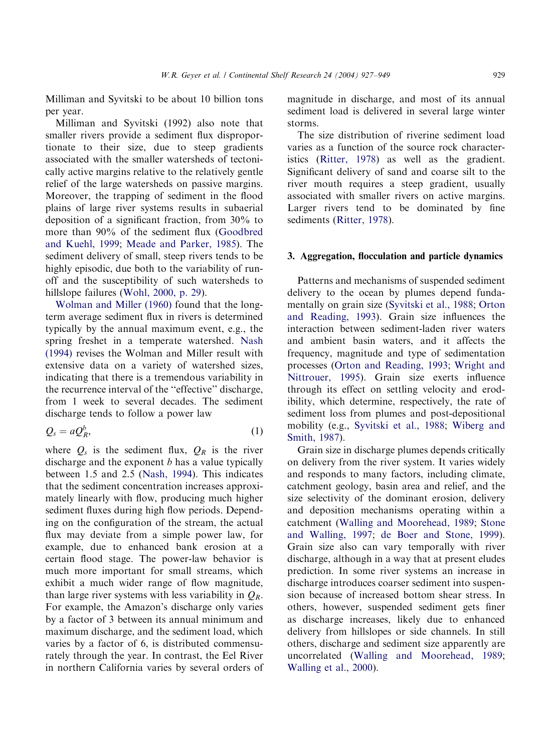Milliman and Syvitski to be about 10 billion tons per year.

Milliman and Syvitski (1992) also note that smaller rivers provide a sediment flux disproportionate to their size, due to steep gradients associated with the smaller watersheds of tectonically active margins relative to the relatively gentle relief of the large watersheds on passive margins. Moreover, the trapping of sediment in the flood plains of large river systems results in subaerial deposition of a significant fraction, from 30% to more than 90% of the sediment flux (Goodbred and Kuehl, 1999; Meade and Parker, 1985). The sediment delivery of small, steep rivers tends to be highly episodic, due both to the variability of runoff and the susceptibility of such watersheds to hillslope failures (Wohl, 2000, p. 29).

Wolman and Miller (1960) found that the long-term average sediment flux in rivers is determined typically by the annual maximum event, e.g., the spring freshet in a temperate watershed. Nash (1994) revises the Wolman and Miller result with extensive data on a variety of watershed sizes, indicating that there is a tremendous variability in the recurrence interval of the "effective" discharge, from 1 week to several decades. The sediment discharge tends to follow a power law

$$Q_s = aQ_R^b, \tag{1}$$

where $Q_s$ is the sediment flux, $Q_R$ is the river discharge and the exponent $b$ has a value typically between 1.5 and 2.5 (Nash, 1994). This indicates that the sediment concentration increases approximately linearly with flow, producing much higher sediment fluxes during high flow periods. Depending on the configuration of the stream, the actual flux may deviate from a simple power law, for example, due to enhanced bank erosion at a certain flood stage. The power-law behavior is much more important for small streams, which exhibit a much wider range of flow magnitude, than large river systems with less variability in $Q_R$. For example, the Amazon's discharge only varies by a factor of 3 between its annual minimum and maximum discharge, and the sediment load, which varies by a factor of 6, is distributed commensurately through the year. In contrast, the Eel River in northern California varies by several orders of magnitude in discharge, and most of its annual sediment load is delivered in several large winter storms.

The size distribution of riverine sediment load varies as a function of the source rock characteristics (Ritter, 1978) as well as the gradient. Significant delivery of sand and coarse silt to the river mouth requires a steep gradient, usually associated with smaller rivers on active margins. Larger rivers tend to be dominated by fine sediments (Ritter, 1978).

## 3. Aggregation, flocculation and particle dynamics

Patterns and mechanisms of suspended sediment delivery to the ocean by plumes depend fundamentally on grain size (Syvitski et al., 1988; Orton and Reading, 1993). Grain size influences the interaction between sediment-laden river waters and ambient basin waters, and it affects the frequency, magnitude and type of sedimentation processes (Orton and Reading, 1993; Wright and Nittrouer, 1995). Grain size exerts influence through its effect on settling velocity and erodibility, which determine, respectively, the rate of sediment loss from plumes and post-depositional mobility (e.g., Syvitski et al., 1988; Wiberg and Smith, 1987).

Grain size in discharge plumes depends critically on delivery from the river system. It varies widely and responds to many factors, including climate, catchment geology, basin area and relief, and the size selectivity of the dominant erosion, delivery and deposition mechanisms operating within a catchment (Walling and Moorehead, 1989; Stone and Walling, 1997; de Boer and Stone, 1999). Grain size also can vary temporally with river discharge, although in a way that at present eludes prediction. In some river systems an increase in discharge introduces coarser sediment into suspension because of increased bottom shear stress. In others, however, suspended sediment gets finer as discharge increases, likely due to enhanced delivery from hillslopes or side channels. In still others, discharge and sediment size apparently are uncorrelated (Walling and Moorehead, 1989; Walling et al., 2000).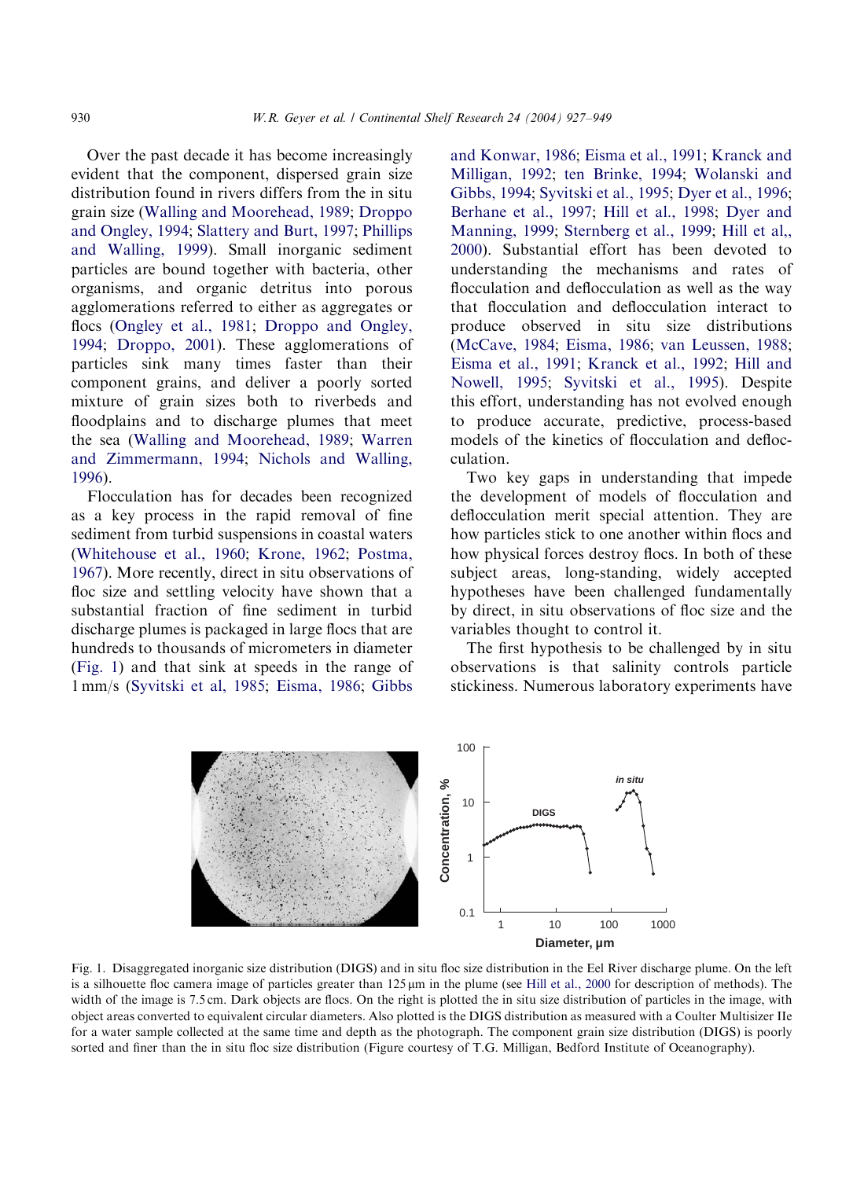Over the past decade it has become increasingly evident that the component, dispersed grain size distribution found in rivers differs from the in situ grain size (Walling and Moorehead, 1989; Droppo and Ongley, 1994; Slattery and Burt, 1997; Phillips and Walling, 1999). Small inorganic sediment particles are bound together with bacteria, other organisms, and organic detritus into porous agglomerations referred to either as aggregates or flocs (Ongley et al., 1981; Droppo and Ongley, 1994; Droppo, 2001). These agglomerations of particles sink many times faster than their component grains, and deliver a poorly sorted mixture of grain sizes both to riverbeds and floodplains and to discharge plumes that meet the sea (Walling and Moorehead, 1989; Warren and Zimmermann, 1994; Nichols and Walling, 1996).

Flocculation has for decades been recognized as a key process in the rapid removal of fine sediment from turbid suspensions in coastal waters (Whitehouse et al., 1960; Krone, 1962; Postma, 1967). More recently, direct in situ observations of floc size and settling velocity have shown that a substantial fraction of fine sediment in turbid discharge plumes is packaged in large flocs that are hundreds to thousands of micrometers in diameter (Fig. 1) and that sink at speeds in the range of 1 mm/s (Syvitski et al, 1985; Eisma, 1986; Gibbs and Konwar, 1986; Eisma et al., 1991; Kranck and Milligan, 1992; ten Brinke, 1994; Wolanski and Gibbs, 1994; Syvitski et al., 1995; Dyer et al., 1996; Berhane et al., 1997; Hill et al., 1998; Dyer and Manning, 1999; Sternberg et al., 1999; Hill et al,, 2000). Substantial effort has been devoted to understanding the mechanisms and rates of flocculation and deflocculation as well as the way that flocculation and deflocculation interact to produce observed in situ size distributions (McCave, 1984; Eisma, 1986; van Leussen, 1988; Eisma et al., 1991; Kranck et al., 1992; Hill and Nowell, 1995; Syvitski et al., 1995). Despite this effort, understanding has not evolved enough to produce accurate, predictive, process-based models of the kinetics of flocculation and deflocculation.

Two key gaps in understanding that impede the development of models of flocculation and deflocculation merit special attention. They are how particles stick to one another within flocs and how physical forces destroy flocs. In both of these subject areas, long-standing, widely accepted hypotheses have been challenged fundamentally by direct, in situ observations of floc size and the variables thought to control it.

The first hypothesis to be challenged by in situ observations is that salinity controls particle stickiness. Numerous laboratory experiments have

Fig. 1. Disaggregated inorganic size distribution (DIGS) and in situ floc size distribution in the Eel River discharge plume. On the left is a silhouette floc camera image of particles greater than 125 μm in the plume (see Hill et al., 2000 for description of methods). The width of the image is 7.5 cm. Dark objects are flocs. On the right is plotted the in situ size distribution of particles in the image, with object areas converted to equivalent circular diameters. Also plotted is the DIGS distribution as measured with a Coulter Multisizer IIe for a water sample collected at the same time and depth as the photograph. The component grain size distribution (DIGS) is poorly sorted and finer than the in situ floc size distribution (Figure courtesy of T.G. Milligan, Bedford Institute of Oceanography).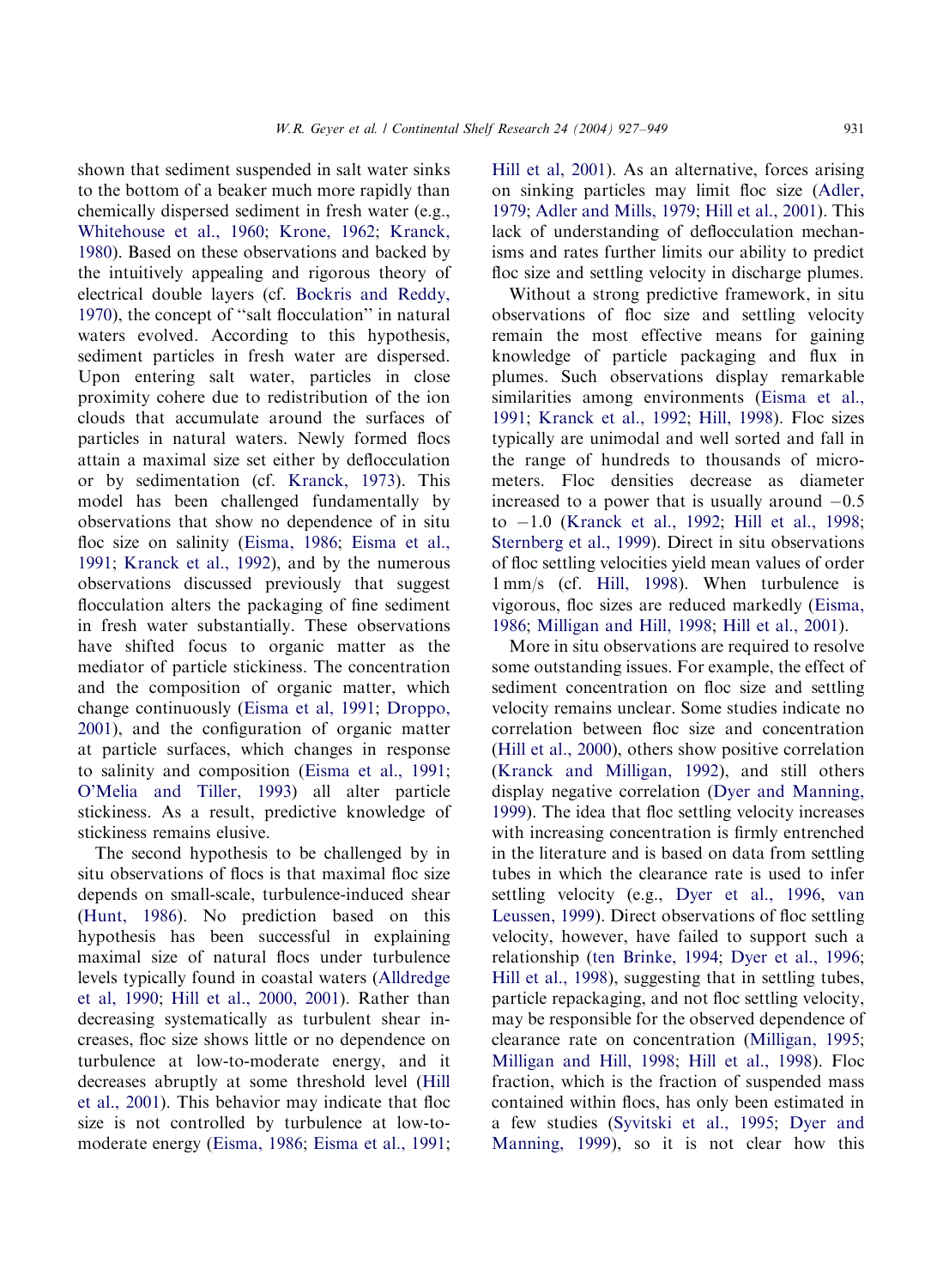shown that sediment suspended in salt water sinks to the bottom of a beaker much more rapidly than chemically dispersed sediment in fresh water (e.g., Whitehouse et al., 1960; Krone, 1962; Kranck, 1980). Based on these observations and backed by the intuitively appealing and rigorous theory of electrical double layers (cf. Bockris and Reddy, 1970), the concept of "salt flocculation" in natural waters evolved. According to this hypothesis, sediment particles in fresh water are dispersed. Upon entering salt water, particles in close proximity cohere due to redistribution of the ion clouds that accumulate around the surfaces of particles in natural waters. Newly formed flocs attain a maximal size set either by deflocculation or by sedimentation (cf. Kranck, 1973). This model has been challenged fundamentally by observations that show no dependence of in situ floc size on salinity (Eisma, 1986; Eisma et al., 1991; Kranck et al., 1992), and by the numerous observations discussed previously that suggest flocculation alters the packaging of fine sediment in fresh water substantially. These observations have shifted focus to organic matter as the mediator of particle stickiness. The concentration and the composition of organic matter, which change continuously (Eisma et al, 1991; Droppo, 2001), and the configuration of organic matter at particle surfaces, which changes in response to salinity and composition (Eisma et al., 1991; O'Melia and Tiller, 1993) all alter particle stickiness. As a result, predictive knowledge of stickiness remains elusive.

The second hypothesis to be challenged by in situ observations of flocs is that maximal floc size depends on small-scale, turbulence-induced shear (Hunt, 1986). No prediction based on this hypothesis has been successful in explaining maximal size of natural flocs under turbulence levels typically found in coastal waters (Alldredge et al, 1990; Hill et al., 2000, 2001). Rather than decreasing systematically as turbulent shear increases, floc size shows little or no dependence on turbulence at low-to-moderate energy, and it decreases abruptly at some threshold level (Hill et al., 2001). This behavior may indicate that floc size is not controlled by turbulence at low-to-moderate energy (Eisma, 1986; Eisma et al., 1991; Hill et al, 2001). As an alternative, forces arising on sinking particles may limit floc size (Adler, 1979; Adler and Mills, 1979; Hill et al., 2001). This lack of understanding of deflocculation mechanisms and rates further limits our ability to predict floc size and settling velocity in discharge plumes.

Without a strong predictive framework, in situ observations of floc size and settling velocity remain the most effective means for gaining knowledge of particle packaging and flux in plumes. Such observations display remarkable similarities among environments (Eisma et al., 1991; Kranck et al., 1992; Hill, 1998). Floc sizes typically are unimodal and well sorted and fall in the range of hundreds to thousands of micrometers. Floc densities decrease as diameter increased to a power that is usually around $-0.5$ to $-1.0$ (Kranck et al., 1992; Hill et al., 1998; Sternberg et al., 1999). Direct in situ observations of floc settling velocities yield mean values of order 1 mm/s (cf. Hill, 1998). When turbulence is vigorous, floc sizes are reduced markedly (Eisma, 1986; Milligan and Hill, 1998; Hill et al., 2001).

More in situ observations are required to resolve some outstanding issues. For example, the effect of sediment concentration on floc size and settling velocity remains unclear. Some studies indicate no correlation between floc size and concentration (Hill et al., 2000), others show positive correlation (Kranck and Milligan, 1992), and still others display negative correlation (Dyer and Manning, 1999). The idea that floc settling velocity increases with increasing concentration is firmly entrenched in the literature and is based on data from settling tubes in which the clearance rate is used to infer settling velocity (e.g., Dyer et al., 1996, van Leussen, 1999). Direct observations of floc settling velocity, however, have failed to support such a relationship (ten Brinke, 1994; Dyer et al., 1996; Hill et al., 1998), suggesting that in settling tubes, particle repackaging, and not floc settling velocity, may be responsible for the observed dependence of clearance rate on concentration (Milligan, 1995; Milligan and Hill, 1998; Hill et al., 1998). Floc fraction, which is the fraction of suspended mass contained within flocs, has only been estimated in a few studies (Syvitski et al., 1995; Dyer and Manning, 1999), so it is not clear how this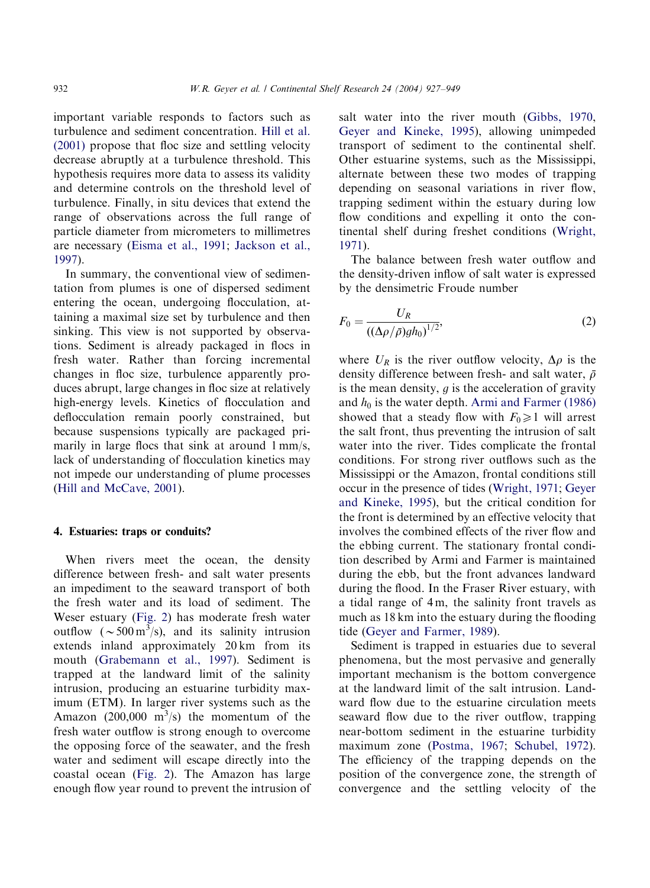important variable responds to factors such as turbulence and sediment concentration. Hill et al. (2001) propose that floc size and settling velocity decrease abruptly at a turbulence threshold. This hypothesis requires more data to assess its validity and determine controls on the threshold level of turbulence. Finally, in situ devices that extend the range of observations across the full range of particle diameter from micrometers to millimetres are necessary (Eisma et al., 1991; Jackson et al., 1997).

In summary, the conventional view of sedimentation from plumes is one of dispersed sediment entering the ocean, undergoing flocculation, attaining a maximal size set by turbulence and then sinking. This view is not supported by observations. Sediment is already packaged in flocs in fresh water. Rather than forcing incremental changes in floc size, turbulence apparently produces abrupt, large changes in floc size at relatively high-energy levels. Kinetics of flocculation and deflocculation remain poorly constrained, but because suspensions typically are packaged primarily in large flocs that sink at around 1 mm/s, lack of understanding of flocculation kinetics may not impede our understanding of plume processes (Hill and McCave, 2001).

## 4. Estuaries: traps or conduits?

When rivers meet the ocean, the density difference between fresh- and salt water presents an impediment to the seaward transport of both the fresh water and its load of sediment. The Weser estuary (Fig. 2) has moderate fresh water outflow ($\sim 500\,\mathrm{m}^3/\mathrm{s}$), and its salinity intrusion extends inland approximately 20 km from its mouth (Grabemann et al., 1997). Sediment is trapped at the landward limit of the salinity intrusion, producing an estuarine turbidity maximum (ETM). In larger river systems such as the Amazon ($200{,}000\ \mathrm{m}^3/\mathrm{s}$) the momentum of the fresh water outflow is strong enough to overcome the opposing force of the seawater, and the fresh water and sediment will escape directly into the coastal ocean (Fig. 2). The Amazon has large enough flow year round to prevent the intrusion of salt water into the river mouth (Gibbs, 1970, Geyer and Kineke, 1995), allowing unimpeded transport of sediment to the continental shelf. Other estuarine systems, such as the Mississippi, alternate between these two modes of trapping depending on seasonal variations in river flow, trapping sediment within the estuary during low flow conditions and expelling it onto the continental shelf during freshet conditions (Wright, 1971).

The balance between fresh water outflow and the density-driven inflow of salt water is expressed by the densimetric Froude number

$$F_0 = \frac{U_R}{((\Delta\rho/\bar{\rho})gh_0)^{1/2}}, \tag{2}$$

where $U_R$ is the river outflow velocity, $\Delta\rho$ is the density difference between fresh- and salt water, $\bar{\rho}$ is the mean density, $g$ is the acceleration of gravity and $h_0$ is the water depth. Armi and Farmer (1986) showed that a steady flow with $F_0 \geqslant 1$ will arrest the salt front, thus preventing the intrusion of salt water into the river. Tides complicate the frontal conditions. For strong river outflows such as the Mississippi or the Amazon, frontal conditions still occur in the presence of tides (Wright, 1971; Geyer and Kineke, 1995), but the critical condition for the front is determined by an effective velocity that involves the combined effects of the river flow and the ebbing current. The stationary frontal condition described by Armi and Farmer is maintained during the ebb, but the front advances landward during the flood. In the Fraser River estuary, with a tidal range of 4 m, the salinity front travels as much as 18 km into the estuary during the flooding tide (Geyer and Farmer, 1989).

Sediment is trapped in estuaries due to several phenomena, but the most pervasive and generally important mechanism is the bottom convergence at the landward limit of the salt intrusion. Landward flow due to the estuarine circulation meets seaward flow due to the river outflow, trapping near-bottom sediment in the estuarine turbidity maximum zone (Postma, 1967; Schubel, 1972). The efficiency of the trapping depends on the position of the convergence zone, the strength of convergence and the settling velocity of the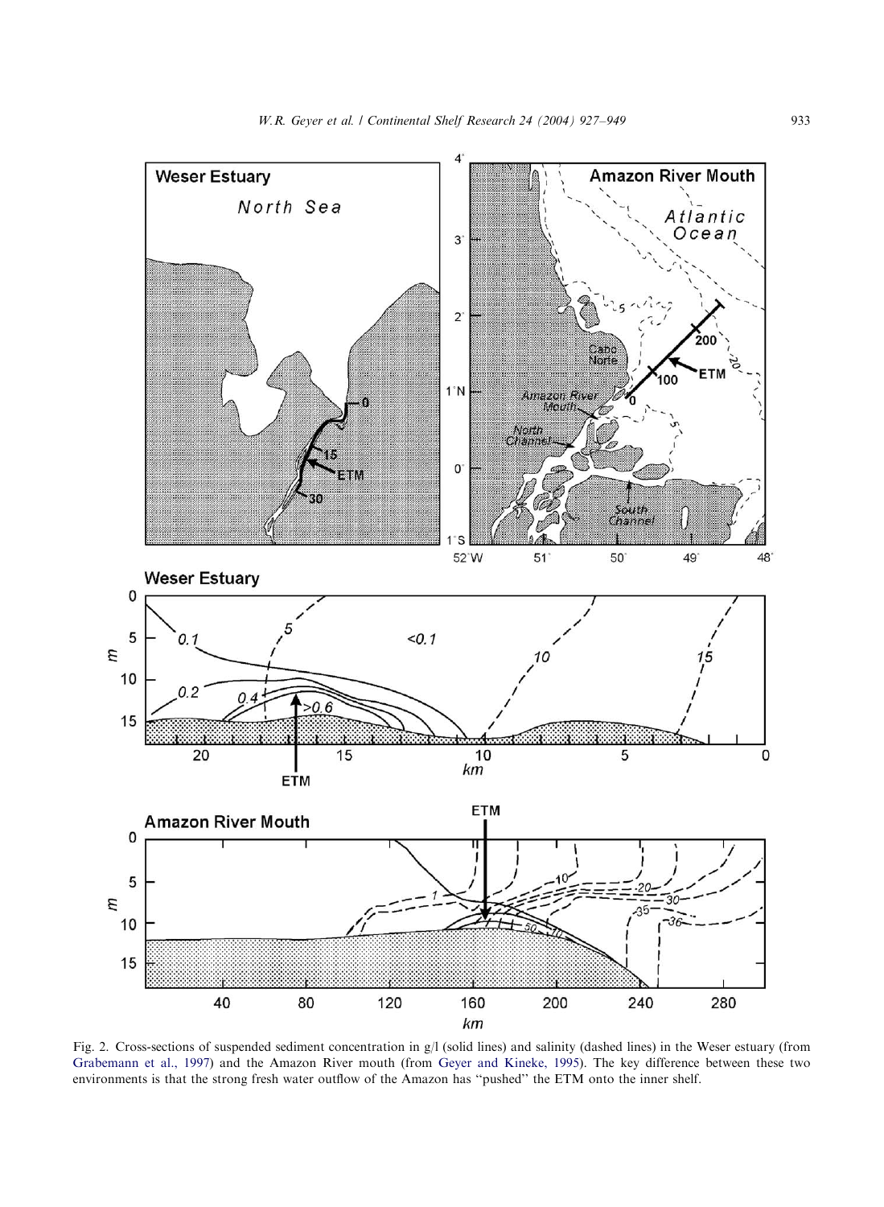Fig. 2. Cross-sections of suspended sediment concentration in g/l (solid lines) and salinity (dashed lines) in the Weser estuary (from Grabemann et al., 1997) and the Amazon River mouth (from Geyer and Kineke, 1995). The key difference between these two environments is that the strong fresh water outflow of the Amazon has "pushed" the ETM onto the inner shelf.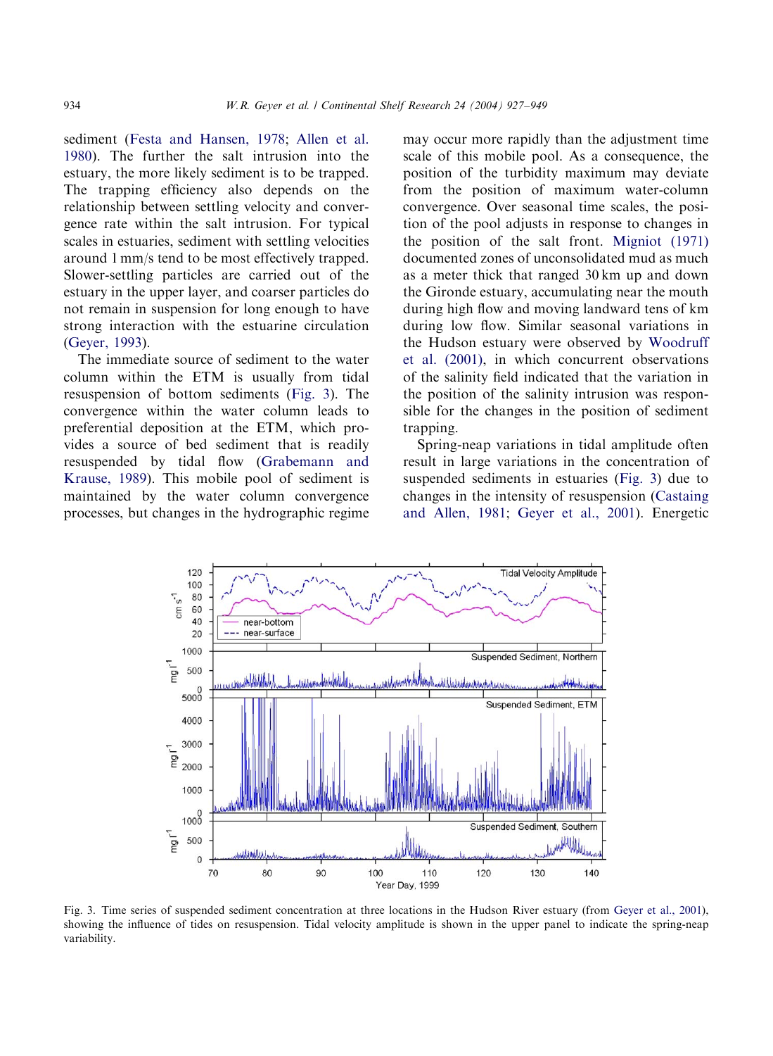sediment (Festa and Hansen, 1978; Allen et al. 1980). The further the salt intrusion into the estuary, the more likely sediment is to be trapped. The trapping efficiency also depends on the relationship between settling velocity and convergence rate within the salt intrusion. For typical scales in estuaries, sediment with settling velocities around 1 mm/s tend to be most effectively trapped. Slower-settling particles are carried out of the estuary in the upper layer, and coarser particles do not remain in suspension for long enough to have strong interaction with the estuarine circulation (Geyer, 1993).

The immediate source of sediment to the water column within the ETM is usually from tidal resuspension of bottom sediments (Fig. 3). The convergence within the water column leads to preferential deposition at the ETM, which provides a source of bed sediment that is readily resuspended by tidal flow (Grabemann and Krause, 1989). This mobile pool of sediment is maintained by the water column convergence processes, but changes in the hydrographic regime may occur more rapidly than the adjustment time scale of this mobile pool. As a consequence, the position of the turbidity maximum may deviate from the position of maximum water-column convergence. Over seasonal time scales, the position of the pool adjusts in response to changes in the position of the salt front. Migniot (1971) documented zones of unconsolidated mud as much as a meter thick that ranged 30 km up and down the Gironde estuary, accumulating near the mouth during high flow and moving landward tens of km during low flow. Similar seasonal variations in the Hudson estuary were observed by Woodruff et al. (2001), in which concurrent observations of the salinity field indicated that the variation in the position of the salinity intrusion was responsible for the changes in the position of sediment trapping.

Spring-neap variations in tidal amplitude often result in large variations in the concentration of suspended sediments in estuaries (Fig. 3) due to changes in the intensity of resuspension (Castaing and Allen, 1981; Geyer et al., 2001). Energetic

Fig. 3. Time series of suspended sediment concentration at three locations in the Hudson River estuary (from Geyer et al., 2001), showing the influence of tides on resuspension. Tidal velocity amplitude is shown in the upper panel to indicate the spring-neap variability.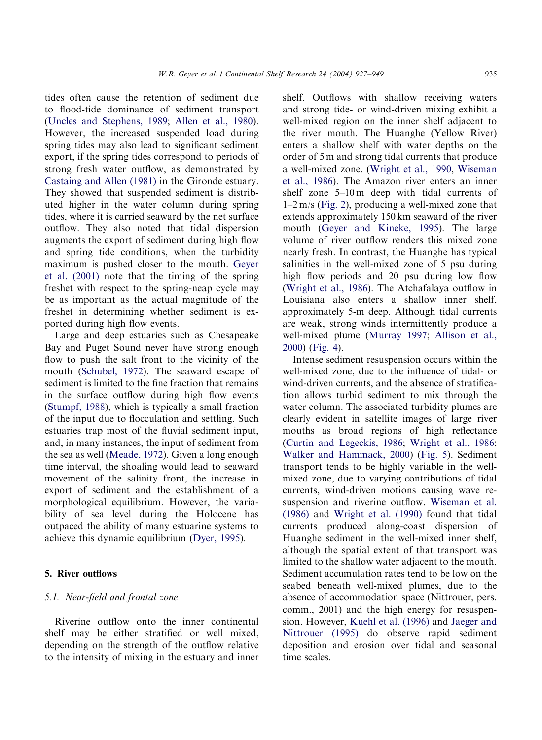tides often cause the retention of sediment due to flood-tide dominance of sediment transport (Uncles and Stephens, 1989; Allen et al., 1980). However, the increased suspended load during spring tides may also lead to significant sediment export, if the spring tides correspond to periods of strong fresh water outflow, as demonstrated by Castaing and Allen (1981) in the Gironde estuary. They showed that suspended sediment is distributed higher in the water column during spring tides, where it is carried seaward by the net surface outflow. They also noted that tidal dispersion augments the export of sediment during high flow and spring tide conditions, when the turbidity maximum is pushed closer to the mouth. Geyer et al. (2001) note that the timing of the spring freshet with respect to the spring-neap cycle may be as important as the actual magnitude of the freshet in determining whether sediment is exported during high flow events.

Large and deep estuaries such as Chesapeake Bay and Puget Sound never have strong enough flow to push the salt front to the vicinity of the mouth (Schubel, 1972). The seaward escape of sediment is limited to the fine fraction that remains in the surface outflow during high flow events (Stumpf, 1988), which is typically a small fraction of the input due to flocculation and settling. Such estuaries trap most of the fluvial sediment input, and, in many instances, the input of sediment from the sea as well (Meade, 1972). Given a long enough time interval, the shoaling would lead to seaward movement of the salinity front, the increase in export of sediment and the establishment of a morphological equilibrium. However, the variability of sea level during the Holocene has outpaced the ability of many estuarine systems to achieve this dynamic equilibrium (Dyer, 1995).

## 5. River outflows

### 5.1. Near-field and frontal zone

Riverine outflow onto the inner continental shelf may be either stratified or well mixed, depending on the strength of the outflow relative to the intensity of mixing in the estuary and inner shelf. Outflows with shallow receiving waters and strong tide- or wind-driven mixing exhibit a well-mixed region on the inner shelf adjacent to the river mouth. The Huanghe (Yellow River) enters a shallow shelf with water depths on the order of 5 m and strong tidal currents that produce a well-mixed zone. (Wright et al., 1990, Wiseman et al., 1986). The Amazon river enters an inner shelf zone 5–10 m deep with tidal currents of 1–2 m/s (Fig. 2), producing a well-mixed zone that extends approximately 150 km seaward of the river mouth (Geyer and Kineke, 1995). The large volume of river outflow renders this mixed zone nearly fresh. In contrast, the Huanghe has typical salinities in the well-mixed zone of 5 psu during high flow periods and 20 psu during low flow (Wright et al., 1986). The Atchafalaya outflow in Louisiana also enters a shallow inner shelf, approximately 5-m deep. Although tidal currents are weak, strong winds intermittently produce a well-mixed plume (Murray 1997; Allison et al., 2000) (Fig. 4).

Intense sediment resuspension occurs within the well-mixed zone, due to the influence of tidal- or wind-driven currents, and the absence of stratification allows turbid sediment to mix through the water column. The associated turbidity plumes are clearly evident in satellite images of large river mouths as broad regions of high reflectance (Curtin and Legeckis, 1986; Wright et al., 1986; Walker and Hammack, 2000) (Fig. 5). Sediment transport tends to be highly variable in the well-mixed zone, due to varying contributions of tidal currents, wind-driven motions causing wave resuspension and riverine outflow. Wiseman et al. (1986) and Wright et al. (1990) found that tidal currents produced along-coast dispersion of Huanghe sediment in the well-mixed inner shelf, although the spatial extent of that transport was limited to the shallow water adjacent to the mouth. Sediment accumulation rates tend to be low on the seabed beneath well-mixed plumes, due to the absence of accommodation space (Nittrouer, pers. comm., 2001) and the high energy for resuspension. However, Kuehl et al. (1996) and Jaeger and Nittrouer (1995) do observe rapid sediment deposition and erosion over tidal and seasonal time scales.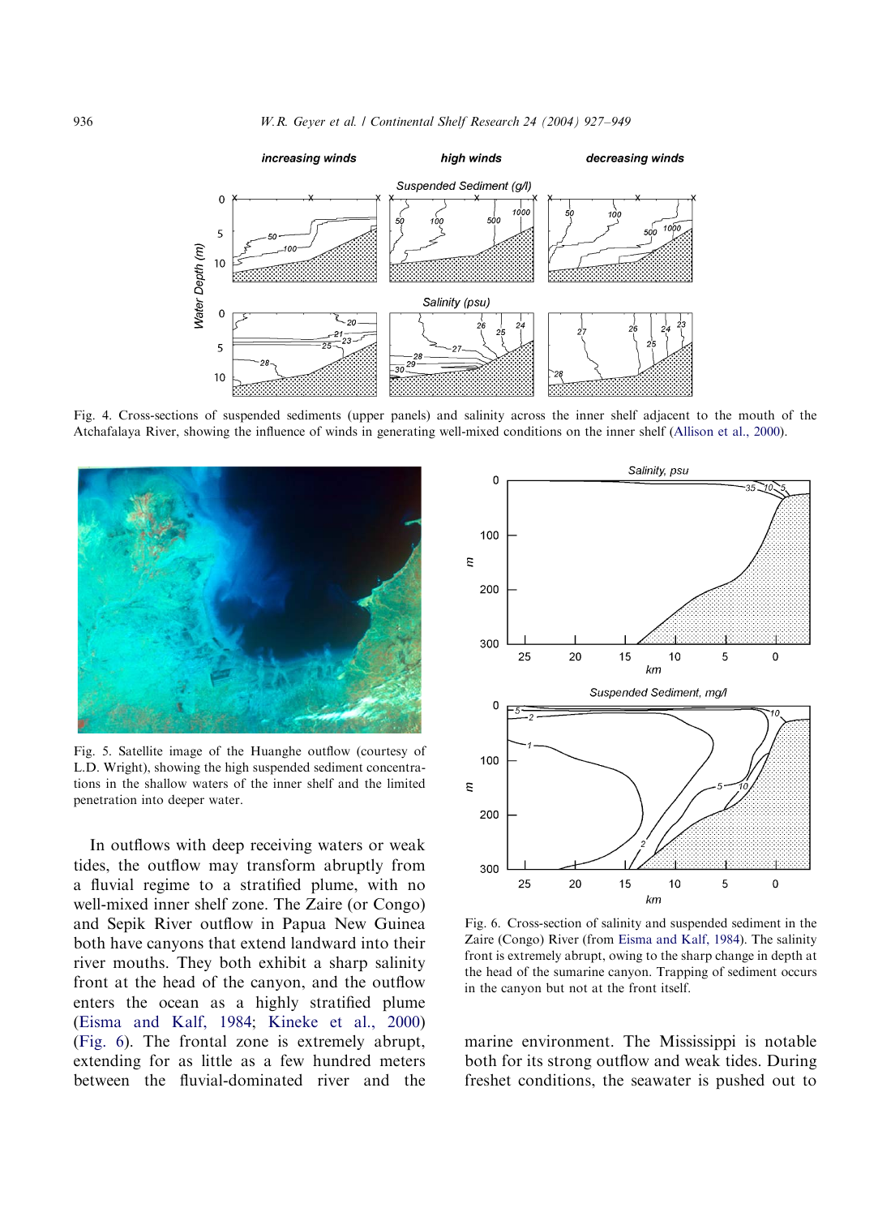Fig. 4. Cross-sections of suspended sediments (upper panels) and salinity across the inner shelf adjacent to the mouth of the Atchafalaya River, showing the influence of winds in generating well-mixed conditions on the inner shelf (Allison et al., 2000).

Fig. 5. Satellite image of the Huanghe outflow (courtesy of L.D. Wright), showing the high suspended sediment concentrations in the shallow waters of the inner shelf and the limited penetration into deeper water.

Fig. 6. Cross-section of salinity and suspended sediment in the Zaire (Congo) River (from Eisma and Kalf, 1984). The salinity front is extremely abrupt, owing to the sharp change in depth at the head of the sumarine canyon. Trapping of sediment occurs in the canyon but not at the front itself.

In outflows with deep receiving waters or weak tides, the outflow may transform abruptly from a fluvial regime to a stratified plume, with no well-mixed inner shelf zone. The Zaire (or Congo) and Sepik River outflow in Papua New Guinea both have canyons that extend landward into their river mouths. They both exhibit a sharp salinity front at the head of the canyon, and the outflow enters the ocean as a highly stratified plume (Eisma and Kalf, 1984; Kineke et al., 2000) (Fig. 6). The frontal zone is extremely abrupt, extending for as little as a few hundred meters between the fluvial-dominated river and the marine environment. The Mississippi is notable both for its strong outflow and weak tides. During freshet conditions, the seawater is pushed out to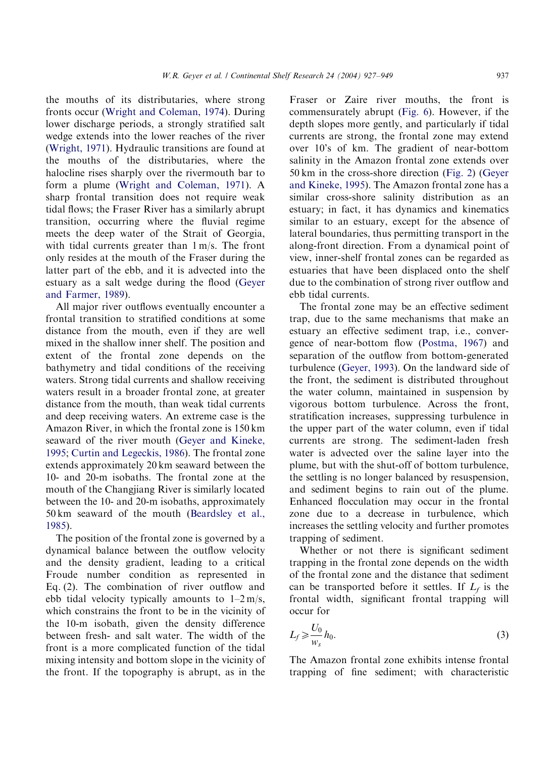the mouths of its distributaries, where strong fronts occur (Wright and Coleman, 1974). During lower discharge periods, a strongly stratified salt wedge extends into the lower reaches of the river (Wright, 1971). Hydraulic transitions are found at the mouths of the distributaries, where the halocline rises sharply over the rivermouth bar to form a plume (Wright and Coleman, 1971). A sharp frontal transition does not require weak tidal flows; the Fraser River has a similarly abrupt transition, occurring where the fluvial regime meets the deep water of the Strait of Georgia, with tidal currents greater than 1 m/s. The front only resides at the mouth of the Fraser during the latter part of the ebb, and it is advected into the estuary as a salt wedge during the flood (Geyer and Farmer, 1989).

All major river outflows eventually encounter a frontal transition to stratified conditions at some distance from the mouth, even if they are well mixed in the shallow inner shelf. The position and extent of the frontal zone depends on the bathymetry and tidal conditions of the receiving waters. Strong tidal currents and shallow receiving waters result in a broader frontal zone, at greater distance from the mouth, than weak tidal currents and deep receiving waters. An extreme case is the Amazon River, in which the frontal zone is 150 km seaward of the river mouth (Geyer and Kineke, 1995; Curtin and Legeckis, 1986). The frontal zone extends approximately 20 km seaward between the 10- and 20-m isobaths. The frontal zone at the mouth of the Changjiang River is similarly located between the 10- and 20-m isobaths, approximately 50 km seaward of the mouth (Beardsley et al., 1985).

The position of the frontal zone is governed by a dynamical balance between the outflow velocity and the density gradient, leading to a critical Froude number condition as represented in Eq. (2). The combination of river outflow and ebb tidal velocity typically amounts to 1–2 m/s, which constrains the front to be in the vicinity of the 10-m isobath, given the density difference between fresh- and salt water. The width of the front is a more complicated function of the tidal mixing intensity and bottom slope in the vicinity of the front. If the topography is abrupt, as in the Fraser or Zaire river mouths, the front is commensurately abrupt (Fig. 6). However, if the depth slopes more gently, and particularly if tidal currents are strong, the frontal zone may extend over 10's of km. The gradient of near-bottom salinity in the Amazon frontal zone extends over 50 km in the cross-shore direction (Fig. 2) (Geyer and Kineke, 1995). The Amazon frontal zone has a similar cross-shore salinity distribution as an estuary; in fact, it has dynamics and kinematics similar to an estuary, except for the absence of lateral boundaries, thus permitting transport in the along-front direction. From a dynamical point of view, inner-shelf frontal zones can be regarded as estuaries that have been displaced onto the shelf due to the combination of strong river outflow and ebb tidal currents.

The frontal zone may be an effective sediment trap, due to the same mechanisms that make an estuary an effective sediment trap, i.e., convergence of near-bottom flow (Postma, 1967) and separation of the outflow from bottom-generated turbulence (Geyer, 1993). On the landward side of the front, the sediment is distributed throughout the water column, maintained in suspension by vigorous bottom turbulence. Across the front, stratification increases, suppressing turbulence in the upper part of the water column, even if tidal currents are strong. The sediment-laden fresh water is advected over the saline layer into the plume, but with the shut-off of bottom turbulence, the settling is no longer balanced by resuspension, and sediment begins to rain out of the plume. Enhanced flocculation may occur in the frontal zone due to a decrease in turbulence, which increases the settling velocity and further promotes trapping of sediment.

Whether or not there is significant sediment trapping in the frontal zone depends on the width of the frontal zone and the distance that sediment can be transported before it settles. If $L_f$ is the frontal width, significant frontal trapping will occur for

$$L_f \geqslant \frac{U_0}{w_s} h_0. \tag{3}$$

The Amazon frontal zone exhibits intense frontal trapping of fine sediment; with characteristic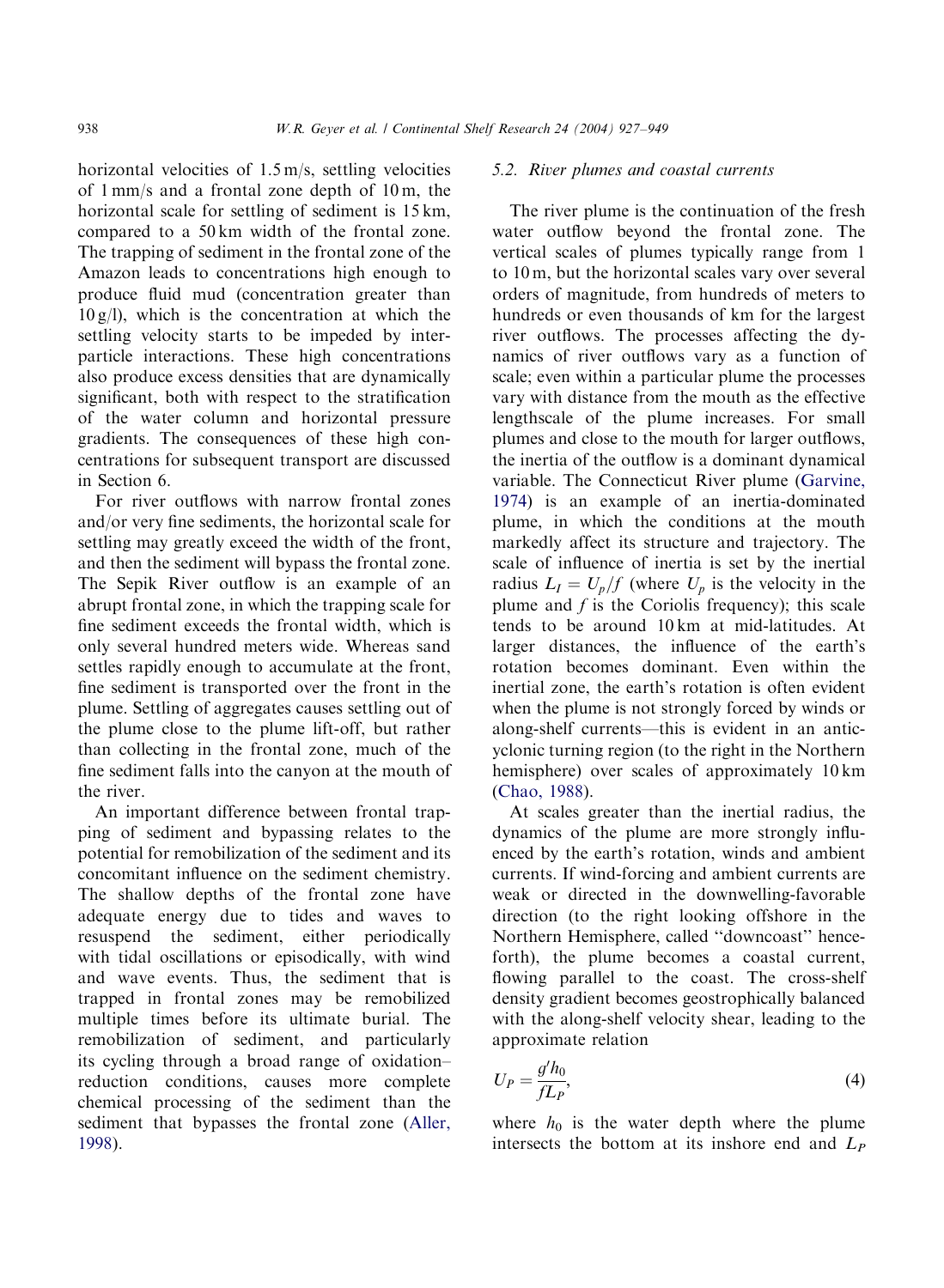horizontal velocities of 1.5 m/s, settling velocities of 1 mm/s and a frontal zone depth of 10 m, the horizontal scale for settling of sediment is 15 km, compared to a 50 km width of the frontal zone. The trapping of sediment in the frontal zone of the Amazon leads to concentrations high enough to produce fluid mud (concentration greater than 10 g/l), which is the concentration at which the settling velocity starts to be impeded by inter-particle interactions. These high concentrations also produce excess densities that are dynamically significant, both with respect to the stratification of the water column and horizontal pressure gradients. The consequences of these high concentrations for subsequent transport are discussed in Section 6.

For river outflows with narrow frontal zones and/or very fine sediments, the horizontal scale for settling may greatly exceed the width of the front, and then the sediment will bypass the frontal zone. The Sepik River outflow is an example of an abrupt frontal zone, in which the trapping scale for fine sediment exceeds the frontal width, which is only several hundred meters wide. Whereas sand settles rapidly enough to accumulate at the front, fine sediment is transported over the front in the plume. Settling of aggregates causes settling out of the plume close to the plume lift-off, but rather than collecting in the frontal zone, much of the fine sediment falls into the canyon at the mouth of the river.

An important difference between frontal trapping of sediment and bypassing relates to the potential for remobilization of the sediment and its concomitant influence on the sediment chemistry. The shallow depths of the frontal zone have adequate energy due to tides and waves to resuspend the sediment, either periodically with tidal oscillations or episodically, with wind and wave events. Thus, the sediment that is trapped in frontal zones may be remobilized multiple times before its ultimate burial. The remobilization of sediment, and particularly its cycling through a broad range of oxidation–reduction conditions, causes more complete chemical processing of the sediment than the sediment that bypasses the frontal zone (Aller, 1998).

### 5.2. River plumes and coastal currents

The river plume is the continuation of the fresh water outflow beyond the frontal zone. The vertical scales of plumes typically range from 1 to 10 m, but the horizontal scales vary over several orders of magnitude, from hundreds of meters to hundreds or even thousands of km for the largest river outflows. The processes affecting the dynamics of river outflows vary as a function of scale; even within a particular plume the processes vary with distance from the mouth as the effective lengthscale of the plume increases. For small plumes and close to the mouth for larger outflows, the inertia of the outflow is a dominant dynamical variable. The Connecticut River plume (Garvine, 1974) is an example of an inertia-dominated plume, in which the conditions at the mouth markedly affect its structure and trajectory. The scale of influence of inertia is set by the inertial radius $L_I = U_p/f$ (where $U_p$ is the velocity in the plume and $f$ is the Coriolis frequency); this scale tends to be around 10 km at mid-latitudes. At larger distances, the influence of the earth's rotation becomes dominant. Even within the inertial zone, the earth's rotation is often evident when the plume is not strongly forced by winds or along-shelf currents—this is evident in an anticyclonic turning region (to the right in the Northern hemisphere) over scales of approximately 10 km (Chao, 1988).

At scales greater than the inertial radius, the dynamics of the plume are more strongly influenced by the earth's rotation, winds and ambient currents. If wind-forcing and ambient currents are weak or directed in the downwelling-favorable direction (to the right looking offshore in the Northern Hemisphere, called "downcoast" henceforth), the plume becomes a coastal current, flowing parallel to the coast. The cross-shelf density gradient becomes geostrophically balanced with the along-shelf velocity shear, leading to the approximate relation

$$U_P = \frac{g' h_0}{f L_P}, \tag{4}$$

where $h_0$ is the water depth where the plume intersects the bottom at its inshore end and $L_P$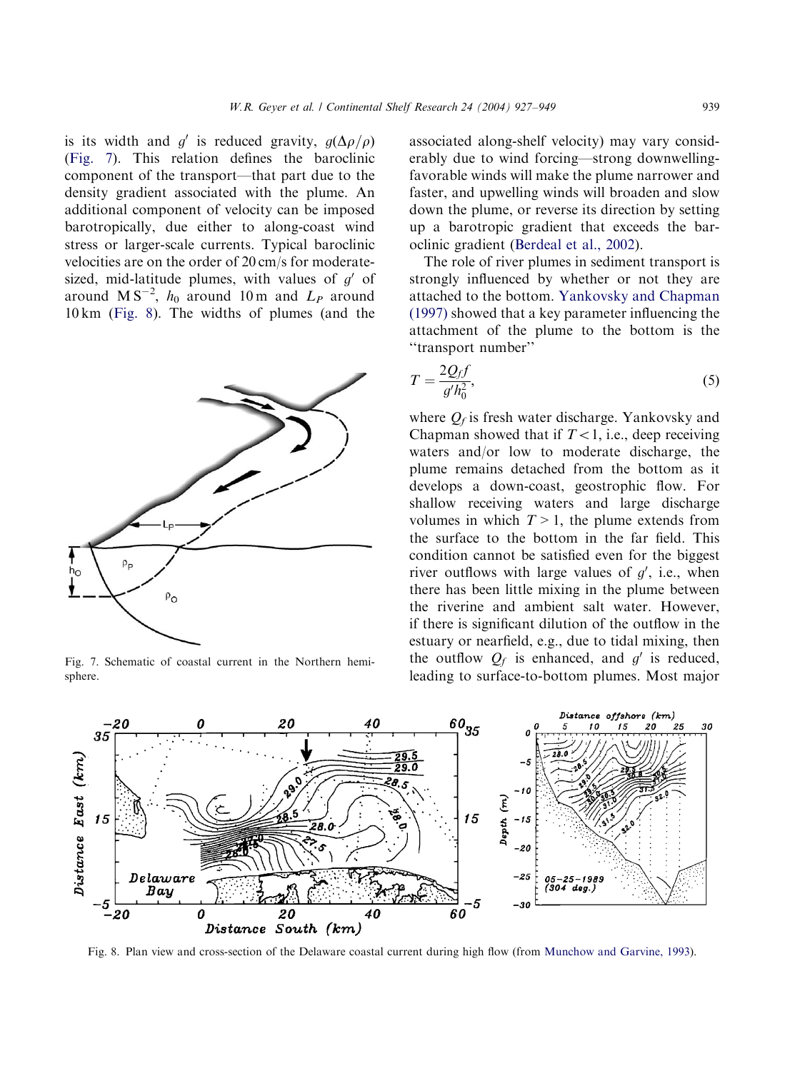is its width and $g'$ is reduced gravity, $g(\Delta\rho/\rho)$ (Fig. 7). This relation defines the baroclinic component of the transport—that part due to the density gradient associated with the plume. An additional component of velocity can be imposed barotropically, due either to along-coast wind stress or larger-scale currents. Typical baroclinic velocities are on the order of 20 cm/s for moderate-sized, mid-latitude plumes, with values of $g'$ of around $\mathrm{M\,S^{-2}}$, $h_0$ around 10 m and $L_P$ around 10 km (Fig. 8). The widths of plumes (and the associated along-shelf velocity) may vary considerably due to wind forcing—strong downwelling-favorable winds will make the plume narrower and faster, and upwelling winds will broaden and slow down the plume, or reverse its direction by setting up a barotropic gradient that exceeds the baroclinic gradient (Berdeal et al., 2002).

Fig. 7. Schematic of coastal current in the Northern hemisphere.

The role of river plumes in sediment transport is strongly influenced by whether or not they are attached to the bottom. Yankovsky and Chapman (1997) showed that a key parameter influencing the attachment of the plume to the bottom is the "transport number"

$$T = \frac{2Q_f f}{g' h_0^2}, \tag{5}$$

where $Q_f$ is fresh water discharge. Yankovsky and Chapman showed that if $T < 1$, i.e., deep receiving waters and/or low to moderate discharge, the plume remains detached from the bottom as it develops a down-coast, geostrophic flow. For shallow receiving waters and large discharge volumes in which $T > 1$, the plume extends from the surface to the bottom in the far field. This condition cannot be satisfied even for the biggest river outflows with large values of $g'$, i.e., when there has been little mixing in the plume between the riverine and ambient salt water. However, if there is significant dilution of the outflow in the estuary or nearfield, e.g., due to tidal mixing, then the outflow $Q_f$ is enhanced, and $g'$ is reduced, leading to surface-to-bottom plumes. Most major

Fig. 8. Plan view and cross-section of the Delaware coastal current during high flow (from Munchow and Garvine, 1993).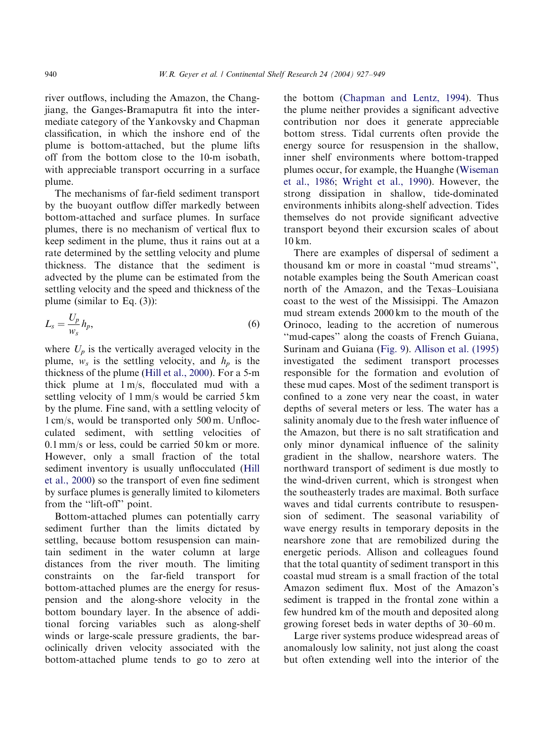river outflows, including the Amazon, the Changjiang, the Ganges-Bramaputra fit into the intermediate category of the Yankovsky and Chapman classification, in which the inshore end of the plume is bottom-attached, but the plume lifts off from the bottom close to the 10-m isobath, with appreciable transport occurring in a surface plume.

The mechanisms of far-field sediment transport by the buoyant outflow differ markedly between bottom-attached and surface plumes. In surface plumes, there is no mechanism of vertical flux to keep sediment in the plume, thus it rains out at a rate determined by the settling velocity and plume thickness. The distance that the sediment is advected by the plume can be estimated from the settling velocity and the speed and thickness of the plume (similar to Eq. (3)):

$$L_s = \frac{U_p}{w_s} h_p, \tag{6}$$

where $U_p$ is the vertically averaged velocity in the plume, $w_s$ is the settling velocity, and $h_p$ is the thickness of the plume (Hill et al., 2000). For a 5-m thick plume at 1 m/s, flocculated mud with a settling velocity of 1 mm/s would be carried 5 km by the plume. Fine sand, with a settling velocity of 1 cm/s, would be transported only 500 m. Unflocculated sediment, with settling velocities of 0.1 mm/s or less, could be carried 50 km or more. However, only a small fraction of the total sediment inventory is usually unflocculated (Hill et al., 2000) so the transport of even fine sediment by surface plumes is generally limited to kilometers from the "lift-off" point.

Bottom-attached plumes can potentially carry sediment further than the limits dictated by settling, because bottom resuspension can maintain sediment in the water column at large distances from the river mouth. The limiting constraints on the far-field transport for bottom-attached plumes are the energy for resuspension and the along-shore velocity in the bottom boundary layer. In the absence of additional forcing variables such as along-shelf winds or large-scale pressure gradients, the baroclinically driven velocity associated with the bottom-attached plume tends to go to zero at the bottom (Chapman and Lentz, 1994). Thus the plume neither provides a significant advective contribution nor does it generate appreciable bottom stress. Tidal currents often provide the energy source for resuspension in the shallow, inner shelf environments where bottom-trapped plumes occur, for example, the Huanghe (Wiseman et al., 1986; Wright et al., 1990). However, the strong dissipation in shallow, tide-dominated environments inhibits along-shelf advection. Tides themselves do not provide significant advective transport beyond their excursion scales of about 10 km.

There are examples of dispersal of sediment a thousand km or more in coastal "mud streams", notable examples being the South American coast north of the Amazon, and the Texas–Louisiana coast to the west of the Missisippi. The Amazon mud stream extends 2000 km to the mouth of the Orinoco, leading to the accretion of numerous "mud-capes" along the coasts of French Guiana, Surinam and Guiana (Fig. 9). Allison et al. (1995) investigated the sediment transport processes responsible for the formation and evolution of these mud capes. Most of the sediment transport is confined to a zone very near the coast, in water depths of several meters or less. The water has a salinity anomaly due to the fresh water influence of the Amazon, but there is no salt stratification and only minor dynamical influence of the salinity gradient in the shallow, nearshore waters. The northward transport of sediment is due mostly to the wind-driven current, which is strongest when the southeasterly trades are maximal. Both surface waves and tidal currents contribute to resuspension of sediment. The seasonal variability of wave energy results in temporary deposits in the nearshore zone that are remobilized during the energetic periods. Allison and colleagues found that the total quantity of sediment transport in this coastal mud stream is a small fraction of the total Amazon sediment flux. Most of the Amazon's sediment is trapped in the frontal zone within a few hundred km of the mouth and deposited along growing foreset beds in water depths of 30–60 m.

Large river systems produce widespread areas of anomalously low salinity, not just along the coast but often extending well into the interior of the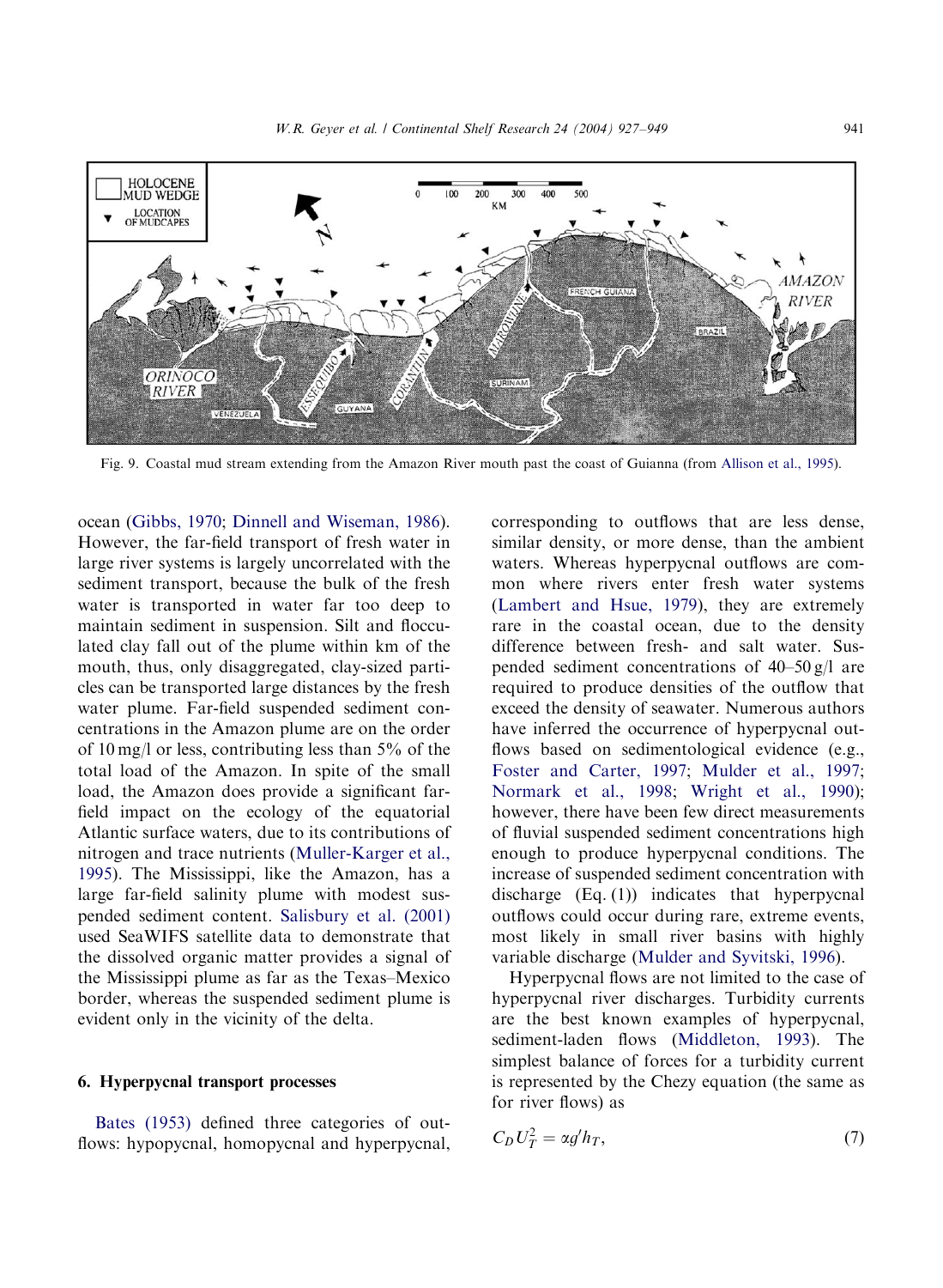Fig. 9. Coastal mud stream extending from the Amazon River mouth past the coast of Guianna (from Allison et al., 1995).

ocean (Gibbs, 1970; Dinnell and Wiseman, 1986). However, the far-field transport of fresh water in large river systems is largely uncorrelated with the sediment transport, because the bulk of the fresh water is transported in water far too deep to maintain sediment in suspension. Silt and flocculated clay fall out of the plume within km of the mouth, thus, only disaggregated, clay-sized particles can be transported large distances by the fresh water plume. Far-field suspended sediment concentrations in the Amazon plume are on the order of 10 mg/l or less, contributing less than 5% of the total load of the Amazon. In spite of the small load, the Amazon does provide a significant far-field impact on the ecology of the equatorial Atlantic surface waters, due to its contributions of nitrogen and trace nutrients (Muller-Karger et al., 1995). The Mississippi, like the Amazon, has a large far-field salinity plume with modest suspended sediment content. Salisbury et al. (2001) used SeaWIFS satellite data to demonstrate that the dissolved organic matter provides a signal of the Mississippi plume as far as the Texas–Mexico border, whereas the suspended sediment plume is evident only in the vicinity of the delta.

## 6. Hyperpycnal transport processes

Bates (1953) defined three categories of outflows: hypopycnal, homopycnal and hyperpycnal, corresponding to outflows that are less dense, similar density, or more dense, than the ambient waters. Whereas hyperpycnal outflows are common where rivers enter fresh water systems (Lambert and Hsue, 1979), they are extremely rare in the coastal ocean, due to the density difference between fresh- and salt water. Suspended sediment concentrations of 40–50 g/l are required to produce densities of the outflow that exceed the density of seawater. Numerous authors have inferred the occurrence of hyperpycnal outflows based on sedimentological evidence (e.g., Foster and Carter, 1997; Mulder et al., 1997; Normark et al., 1998; Wright et al., 1990); however, there have been few direct measurements of fluvial suspended sediment concentrations high enough to produce hyperpycnal conditions. The increase of suspended sediment concentration with discharge (Eq. (1)) indicates that hyperpycnal outflows could occur during rare, extreme events, most likely in small river basins with highly variable discharge (Mulder and Syvitski, 1996).

Hyperpycnal flows are not limited to the case of hyperpycnal river discharges. Turbidity currents are the best known examples of hyperpycnal, sediment-laden flows (Middleton, 1993). The simplest balance of forces for a turbidity current is represented by the Chezy equation (the same as for river flows) as

$$C_D U_T^2 = \alpha g' h_T, \tag{7}$$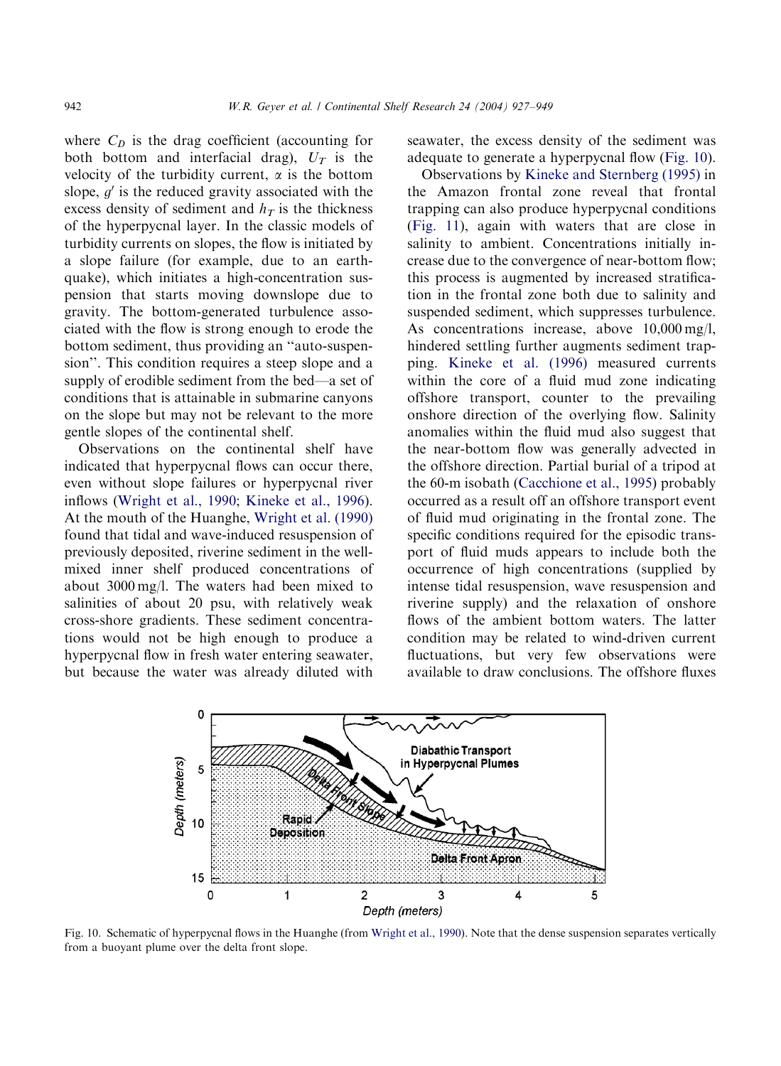where $C_D$ is the drag coefficient (accounting for both bottom and interfacial drag), $U_T$ is the velocity of the turbidity current, $\alpha$ is the bottom slope, $g'$ is the reduced gravity associated with the excess density of sediment and $h_T$ is the thickness of the hyperpycnal layer. In the classic models of turbidity currents on slopes, the flow is initiated by a slope failure (for example, due to an earthquake), which initiates a high-concentration suspension that starts moving downslope due to gravity. The bottom-generated turbulence associated with the flow is strong enough to erode the bottom sediment, thus providing an "auto-suspension". This condition requires a steep slope and a supply of erodible sediment from the bed—a set of conditions that is attainable in submarine canyons on the slope but may not be relevant to the more gentle slopes of the continental shelf.

Observations on the continental shelf have indicated that hyperpycnal flows can occur there, even without slope failures or hyperpycnal river inflows (Wright et al., 1990; Kineke et al., 1996). At the mouth of the Huanghe, Wright et al. (1990) found that tidal and wave-induced resuspension of previously deposited, riverine sediment in the well-mixed inner shelf produced concentrations of about 3000 mg/l. The waters had been mixed to salinities of about 20 psu, with relatively weak cross-shore gradients. These sediment concentrations would not be high enough to produce a hyperpycnal flow in fresh water entering seawater, but because the water was already diluted with seawater, the excess density of the sediment was adequate to generate a hyperpycnal flow (Fig. 10).

Observations by Kineke and Sternberg (1995) in the Amazon frontal zone reveal that frontal trapping can also produce hyperpycnal conditions (Fig. 11), again with waters that are close in salinity to ambient. Concentrations initially increase due to the convergence of near-bottom flow; this process is augmented by increased stratification in the frontal zone both due to salinity and suspended sediment, which suppresses turbulence. As concentrations increase, above 10,000 mg/l, hindered settling further augments sediment trapping. Kineke et al. (1996) measured currents within the core of a fluid mud zone indicating offshore transport, counter to the prevailing onshore direction of the overlying flow. Salinity anomalies within the fluid mud also suggest that the near-bottom flow was generally advected in the offshore direction. Partial burial of a tripod at the 60-m isobath (Cacchione et al., 1995) probably occurred as a result off an offshore transport event of fluid mud originating in the frontal zone. The specific conditions required for the episodic transport of fluid muds appears to include both the occurrence of high concentrations (supplied by intense tidal resuspension, wave resuspension and riverine supply) and the relaxation of onshore flows of the ambient bottom waters. The latter condition may be related to wind-driven current fluctuations, but very few observations were available to draw conclusions. The offshore fluxes

Fig. 10. Schematic of hyperpycnal flows in the Huanghe (from Wright et al., 1990). Note that the dense suspension separates vertically from a buoyant plume over the delta front slope.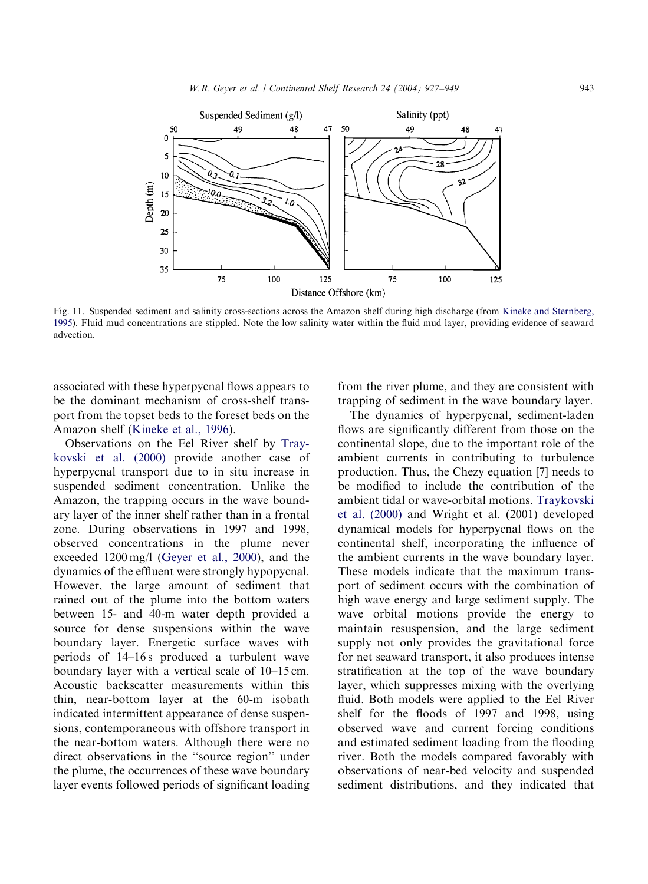Fig. 11. Suspended sediment and salinity cross-sections across the Amazon shelf during high discharge (from Kineke and Sternberg, 1995). Fluid mud concentrations are stippled. Note the low salinity water within the fluid mud layer, providing evidence of seaward advection.

associated with these hyperpycnal flows appears to be the dominant mechanism of cross-shelf transport from the topset beds to the foreset beds on the Amazon shelf (Kineke et al., 1996).

Observations on the Eel River shelf by Traykovski et al. (2000) provide another case of hyperpycnal transport due to in situ increase in suspended sediment concentration. Unlike the Amazon, the trapping occurs in the wave boundary layer of the inner shelf rather than in a frontal zone. During observations in 1997 and 1998, observed concentrations in the plume never exceeded 1200 mg/l (Geyer et al., 2000), and the dynamics of the effluent were strongly hypopycnal. However, the large amount of sediment that rained out of the plume into the bottom waters between 15- and 40-m water depth provided a source for dense suspensions within the wave boundary layer. Energetic surface waves with periods of 14–16 s produced a turbulent wave boundary layer with a vertical scale of 10–15 cm. Acoustic backscatter measurements within this thin, near-bottom layer at the 60-m isobath indicated intermittent appearance of dense suspensions, contemporaneous with offshore transport in the near-bottom waters. Although there were no direct observations in the "source region" under the plume, the occurrences of these wave boundary layer events followed periods of significant loading from the river plume, and they are consistent with trapping of sediment in the wave boundary layer.

The dynamics of hyperpycnal, sediment-laden flows are significantly different from those on the continental slope, due to the important role of the ambient currents in contributing to turbulence production. Thus, the Chezy equation [7] needs to be modified to include the contribution of the ambient tidal or wave-orbital motions. Traykovski et al. (2000) and Wright et al. (2001) developed dynamical models for hyperpycnal flows on the continental shelf, incorporating the influence of the ambient currents in the wave boundary layer. These models indicate that the maximum transport of sediment occurs with the combination of high wave energy and large sediment supply. The wave orbital motions provide the energy to maintain resuspension, and the large sediment supply not only provides the gravitational force for net seaward transport, it also produces intense stratification at the top of the wave boundary layer, which suppresses mixing with the overlying fluid. Both models were applied to the Eel River shelf for the floods of 1997 and 1998, using observed wave and current forcing conditions and estimated sediment loading from the flooding river. Both the models compared favorably with observations of near-bed velocity and suspended sediment distributions, and they indicated that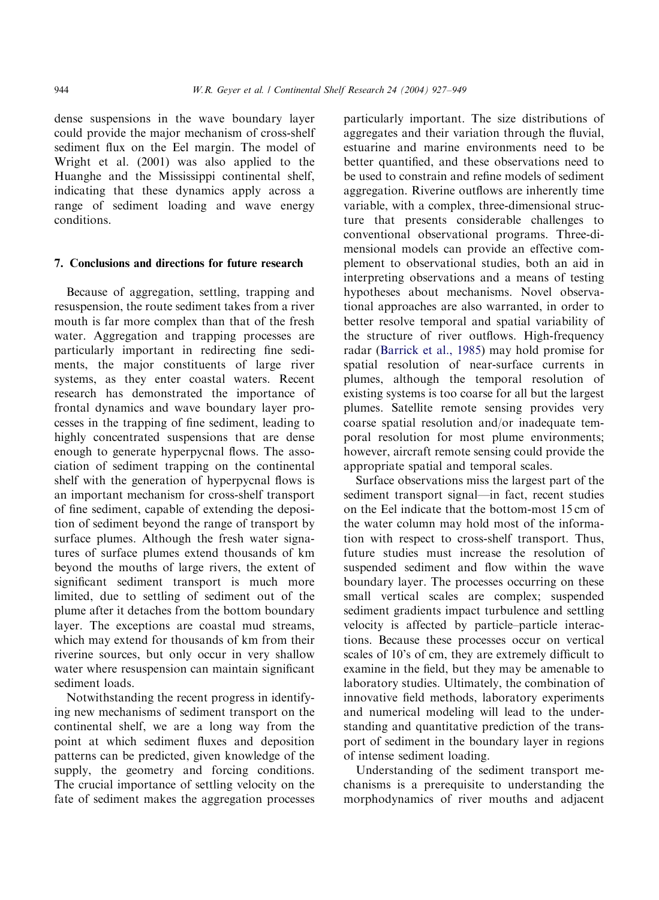dense suspensions in the wave boundary layer could provide the major mechanism of cross-shelf sediment flux on the Eel margin. The model of Wright et al. (2001) was also applied to the Huanghe and the Mississippi continental shelf, indicating that these dynamics apply across a range of sediment loading and wave energy conditions.

## 7. Conclusions and directions for future research

Because of aggregation, settling, trapping and resuspension, the route sediment takes from a river mouth is far more complex than that of the fresh water. Aggregation and trapping processes are particularly important in redirecting fine sediments, the major constituents of large river systems, as they enter coastal waters. Recent research has demonstrated the importance of frontal dynamics and wave boundary layer processes in the trapping of fine sediment, leading to highly concentrated suspensions that are dense enough to generate hyperpycnal flows. The association of sediment trapping on the continental shelf with the generation of hyperpycnal flows is an important mechanism for cross-shelf transport of fine sediment, capable of extending the deposition of sediment beyond the range of transport by surface plumes. Although the fresh water signatures of surface plumes extend thousands of km beyond the mouths of large rivers, the extent of significant sediment transport is much more limited, due to settling of sediment out of the plume after it detaches from the bottom boundary layer. The exceptions are coastal mud streams, which may extend for thousands of km from their riverine sources, but only occur in very shallow water where resuspension can maintain significant sediment loads.

Notwithstanding the recent progress in identifying new mechanisms of sediment transport on the continental shelf, we are a long way from the point at which sediment fluxes and deposition patterns can be predicted, given knowledge of the supply, the geometry and forcing conditions. The crucial importance of settling velocity on the fate of sediment makes the aggregation processes particularly important. The size distributions of aggregates and their variation through the fluvial, estuarine and marine environments need to be better quantified, and these observations need to be used to constrain and refine models of sediment aggregation. Riverine outflows are inherently time variable, with a complex, three-dimensional structure that presents considerable challenges to conventional observational programs. Three-dimensional models can provide an effective complement to observational studies, both an aid in interpreting observations and a means of testing hypotheses about mechanisms. Novel observational approaches are also warranted, in order to better resolve temporal and spatial variability of the structure of river outflows. High-frequency radar (Barrick et al., 1985) may hold promise for spatial resolution of near-surface currents in plumes, although the temporal resolution of existing systems is too coarse for all but the largest plumes. Satellite remote sensing provides very coarse spatial resolution and/or inadequate temporal resolution for most plume environments; however, aircraft remote sensing could provide the appropriate spatial and temporal scales.

Surface observations miss the largest part of the sediment transport signal—in fact, recent studies on the Eel indicate that the bottom-most 15 cm of the water column may hold most of the information with respect to cross-shelf transport. Thus, future studies must increase the resolution of suspended sediment and flow within the wave boundary layer. The processes occurring on these small vertical scales are complex; suspended sediment gradients impact turbulence and settling velocity is affected by particle–particle interactions. Because these processes occur on vertical scales of 10's of cm, they are extremely difficult to examine in the field, but they may be amenable to laboratory studies. Ultimately, the combination of innovative field methods, laboratory experiments and numerical modeling will lead to the understanding and quantitative prediction of the transport of sediment in the boundary layer in regions of intense sediment loading.

Understanding of the sediment transport mechanisms is a prerequisite to understanding the morphodynamics of river mouths and adjacent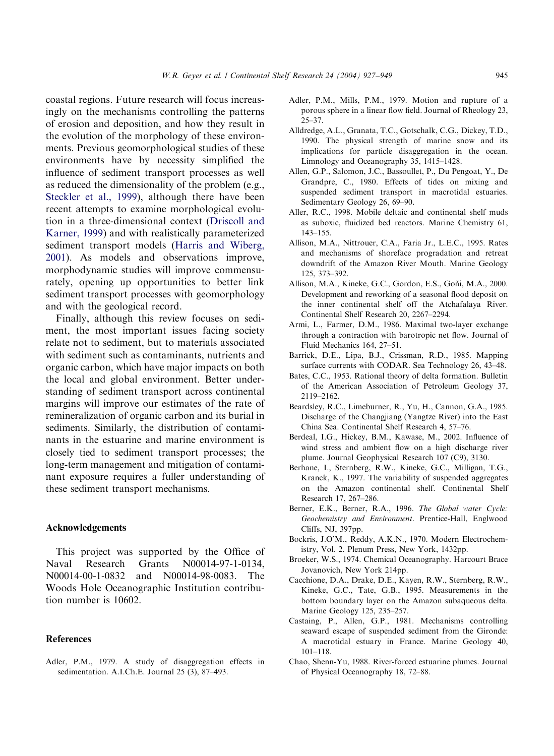coastal regions. Future research will focus increasingly on the mechanisms controlling the patterns of erosion and deposition, and how they result in the evolution of the morphology of these environments. Previous geomorphological studies of these environments have by necessity simplified the influence of sediment transport processes as well as reduced the dimensionality of the problem (e.g., Steckler et al., 1999), although there have been recent attempts to examine morphological evolution in a three-dimensional context (Driscoll and Karner, 1999) and with realistically parameterized sediment transport models (Harris and Wiberg, 2001). As models and observations improve, morphodynamic studies will improve commensurately, opening up opportunities to better link sediment transport processes with geomorphology and with the geological record.

Finally, although this review focuses on sediment, the most important issues facing society relate not to sediment, but to materials associated with sediment such as contaminants, nutrients and organic carbon, which have major impacts on both the local and global environment. Better understanding of sediment transport across continental margins will improve our estimates of the rate of remineralization of organic carbon and its burial in sediments. Similarly, the distribution of contaminants in the estuarine and marine environment is closely tied to sediment transport processes; the long-term management and mitigation of contaminant exposure requires a fuller understanding of these sediment transport mechanisms.

## Acknowledgements

This project was supported by the Office of Naval Research Grants N00014-97-1-0134, N00014-00-1-0832 and N00014-98-0083. The Woods Hole Oceanographic Institution contribution number is 10602.

## References

Adler, P.M., 1979. A study of disaggregation effects in sedimentation. A.I.Ch.E. Journal 25 (3), 87–493.

Adler, P.M., Mills, P.M., 1979. Motion and rupture of a porous sphere in a linear flow field. Journal of Rheology 23, 25–37.

Alldredge, A.L., Granata, T.C., Gotschalk, C.G., Dickey, T.D., 1990. The physical strength of marine snow and its implications for particle disaggregation in the ocean. Limnology and Oceanography 35, 1415–1428.

Allen, G.P., Salomon, J.C., Bassoullet, P., Du Pengoat, Y., De Grandpre, C., 1980. Effects of tides on mixing and suspended sediment transport in macrotidal estuaries. Sedimentary Geology 26, 69–90.

Aller, R.C., 1998. Mobile deltaic and continental shelf muds as suboxic, fluidized bed reactors. Marine Chemistry 61, 143–155.

Allison, M.A., Nittrouer, C.A., Faria Jr., L.E.C., 1995. Rates and mechanisms of shoreface progradation and retreat downdrift of the Amazon River Mouth. Marine Geology 125, 373–392.

Allison, M.A., Kineke, G.C., Gordon, E.S., Goñi, M.A., 2000. Development and reworking of a seasonal flood deposit on the inner continental shelf off the Atchafalaya River. Continental Shelf Research 20, 2267–2294.

Armi, L., Farmer, D.M., 1986. Maximal two-layer exchange through a contraction with barotropic net flow. Journal of Fluid Mechanics 164, 27–51.

Barrick, D.E., Lipa, B.J., Crissman, R.D., 1985. Mapping surface currents with CODAR. Sea Technology 26, 43–48.

Bates, C.C., 1953. Rational theory of delta formation. Bulletin of the American Association of Petroleum Geology 37, 2119–2162.

Beardsley, R.C., Limeburner, R., Yu, H., Cannon, G.A., 1985. Discharge of the Changjiang (Yangtze River) into the East China Sea. Continental Shelf Research 4, 57–76.

Berdeal, I.G., Hickey, B.M., Kawase, M., 2002. Influence of wind stress and ambient flow on a high discharge river plume. Journal Geophysical Research 107 (C9), 3130.

Berhane, I., Sternberg, R.W., Kineke, G.C., Milligan, T.G., Kranck, K., 1997. The variability of suspended aggregates on the Amazon continental shelf. Continental Shelf Research 17, 267–286.

Berner, E.K., Berner, R.A., 1996. *The Global water Cycle: Geochemistry and Environment*. Prentice-Hall, Englwood Cliffs, NJ, 397pp.

Bockris, J.O'M., Reddy, A.K.N., 1970. Modern Electrochemistry, Vol. 2. Plenum Press, New York, 1432pp.

Broeker, W.S., 1974. Chemical Oceanography. Harcourt Brace Jovanovich, New York 214pp.

Cacchione, D.A., Drake, D.E., Kayen, R.W., Sternberg, R.W., Kineke, G.C., Tate, G.B., 1995. Measurements in the bottom boundary layer on the Amazon subaqueous delta. Marine Geology 125, 235–257.

Castaing, P., Allen, G.P., 1981. Mechanisms controlling seaward escape of suspended sediment from the Gironde: A macrotidal estuary in France. Marine Geology 40, 101–118.

Chao, Shenn-Yu, 1988. River-forced estuarine plumes. Journal of Physical Oceanography 18, 72–88.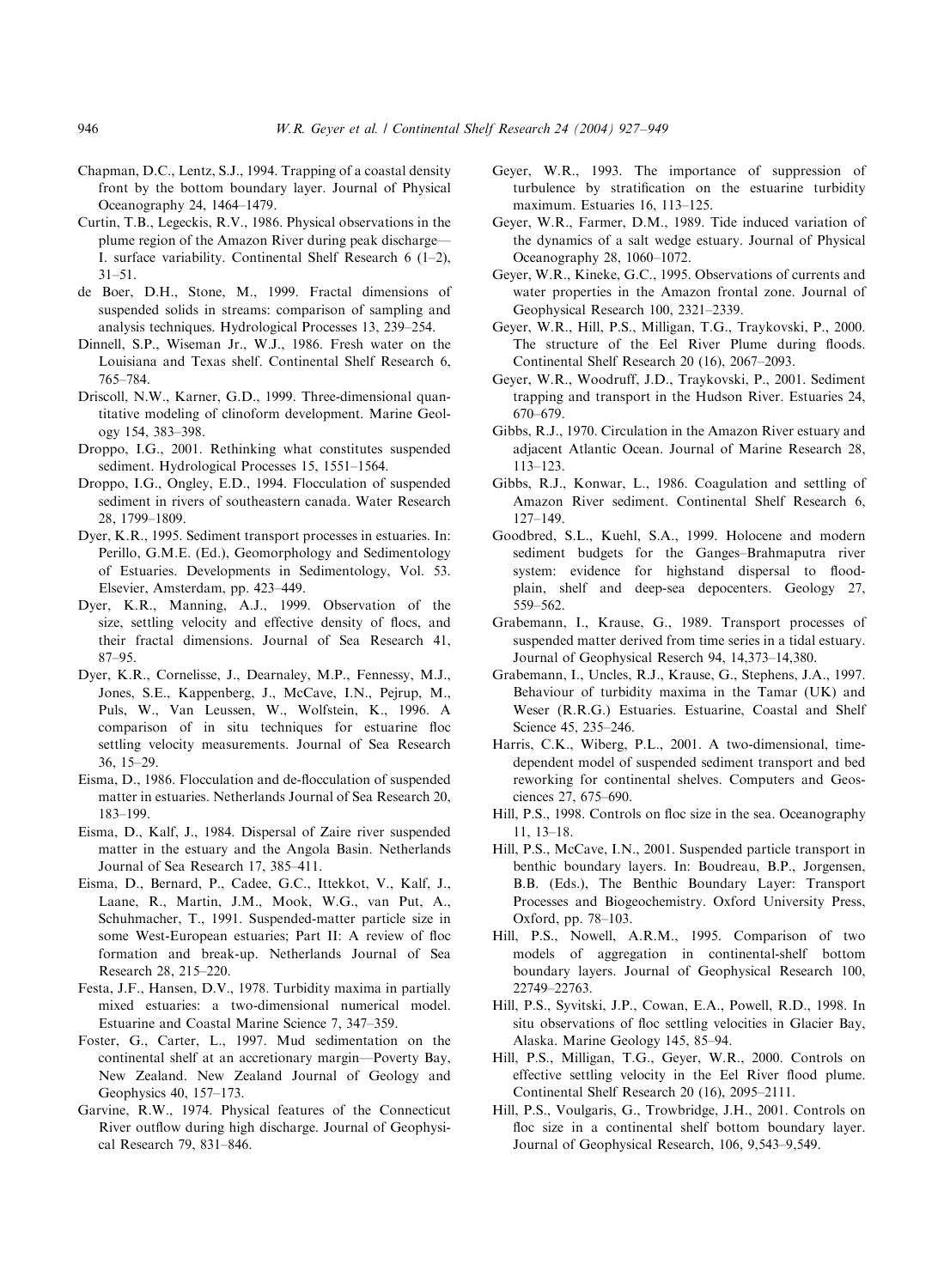Chapman, D.C., Lentz, S.J., 1994. Trapping of a coastal density front by the bottom boundary layer. Journal of Physical Oceanography 24, 1464–1479.

Curtin, T.B., Legeckis, R.V., 1986. Physical observations in the plume region of the Amazon River during peak discharge—I. surface variability. Continental Shelf Research 6 (1–2), 31–51.

de Boer, D.H., Stone, M., 1999. Fractal dimensions of suspended solids in streams: comparison of sampling and analysis techniques. Hydrological Processes 13, 239–254.

Dinnell, S.P., Wiseman Jr., W.J., 1986. Fresh water on the Louisiana and Texas shelf. Continental Shelf Research 6, 765–784.

Driscoll, N.W., Karner, G.D., 1999. Three-dimensional quantitative modeling of clinoform development. Marine Geology 154, 383–398.

Droppo, I.G., 2001. Rethinking what constitutes suspended sediment. Hydrological Processes 15, 1551–1564.

Droppo, I.G., Ongley, E.D., 1994. Flocculation of suspended sediment in rivers of southeastern canada. Water Research 28, 1799–1809.

Dyer, K.R., 1995. Sediment transport processes in estuaries. In: Perillo, G.M.E. (Ed.), Geomorphology and Sedimentology of Estuaries. Developments in Sedimentology, Vol. 53. Elsevier, Amsterdam, pp. 423–449.

Dyer, K.R., Manning, A.J., 1999. Observation of the size, settling velocity and effective density of flocs, and their fractal dimensions. Journal of Sea Research 41, 87–95.

Dyer, K.R., Cornelisse, J., Dearnaley, M.P., Fennessy, M.J., Jones, S.E., Kappenberg, J., McCave, I.N., Pejrup, M., Puls, W., Van Leussen, W., Wolfstein, K., 1996. A comparison of in situ techniques for estuarine floc settling velocity measurements. Journal of Sea Research 36, 15–29.

Eisma, D., 1986. Flocculation and de-flocculation of suspended matter in estuaries. Netherlands Journal of Sea Research 20, 183–199.

Eisma, D., Kalf, J., 1984. Dispersal of Zaire river suspended matter in the estuary and the Angola Basin. Netherlands Journal of Sea Research 17, 385–411.

Eisma, D., Bernard, P., Cadee, G.C., Ittekkot, V., Kalf, J., Laane, R., Martin, J.M., Mook, W.G., van Put, A., Schuhmacher, T., 1991. Suspended-matter particle size in some West-European estuaries; Part II: A review of floc formation and break-up. Netherlands Journal of Sea Research 28, 215–220.

Festa, J.F., Hansen, D.V., 1978. Turbidity maxima in partially mixed estuaries: a two-dimensional numerical model. Estuarine and Coastal Marine Science 7, 347–359.

Foster, G., Carter, L., 1997. Mud sedimentation on the continental shelf at an accretionary margin—Poverty Bay, New Zealand. New Zealand Journal of Geology and Geophysics 40, 157–173.

Garvine, R.W., 1974. Physical features of the Connecticut River outflow during high discharge. Journal of Geophysical Research 79, 831–846.

Geyer, W.R., 1993. The importance of suppression of turbulence by stratification on the estuarine turbidity maximum. Estuaries 16, 113–125.

Geyer, W.R., Farmer, D.M., 1989. Tide induced variation of the dynamics of a salt wedge estuary. Journal of Physical Oceanography 28, 1060–1072.

Geyer, W.R., Kineke, G.C., 1995. Observations of currents and water properties in the Amazon frontal zone. Journal of Geophysical Research 100, 2321–2339.

Geyer, W.R., Hill, P.S., Milligan, T.G., Traykovski, P., 2000. The structure of the Eel River Plume during floods. Continental Shelf Research 20 (16), 2067–2093.

Geyer, W.R., Woodruff, J.D., Traykovski, P., 2001. Sediment trapping and transport in the Hudson River. Estuaries 24, 670–679.

Gibbs, R.J., 1970. Circulation in the Amazon River estuary and adjacent Atlantic Ocean. Journal of Marine Research 28, 113–123.

Gibbs, R.J., Konwar, L., 1986. Coagulation and settling of Amazon River sediment. Continental Shelf Research 6, 127–149.

Goodbred, S.L., Kuehl, S.A., 1999. Holocene and modern sediment budgets for the Ganges–Brahmaputra river system: evidence for highstand dispersal to floodplain, shelf and deep-sea depocenters. Geology 27, 559–562.

Grabemann, I., Krause, G., 1989. Transport processes of suspended matter derived from time series in a tidal estuary. Journal of Geophysical Reserch 94, 14,373–14,380.

Grabemann, I., Uncles, R.J., Krause, G., Stephens, J.A., 1997. Behaviour of turbidity maxima in the Tamar (UK) and Weser (R.R.G.) Estuaries. Estuarine, Coastal and Shelf Science 45, 235–246.

Harris, C.K., Wiberg, P.L., 2001. A two-dimensional, time-dependent model of suspended sediment transport and bed reworking for continental shelves. Computers and Geosciences 27, 675–690.

Hill, P.S., 1998. Controls on floc size in the sea. Oceanography 11, 13–18.

Hill, P.S., McCave, I.N., 2001. Suspended particle transport in benthic boundary layers. In: Boudreau, B.P., Jorgensen, B.B. (Eds.), The Benthic Boundary Layer: Transport Processes and Biogeochemistry. Oxford University Press, Oxford, pp. 78–103.

Hill, P.S., Nowell, A.R.M., 1995. Comparison of two models of aggregation in continental-shelf bottom boundary layers. Journal of Geophysical Research 100, 22749–22763.

Hill, P.S., Syvitski, J.P., Cowan, E.A., Powell, R.D., 1998. In situ observations of floc settling velocities in Glacier Bay, Alaska. Marine Geology 145, 85–94.

Hill, P.S., Milligan, T.G., Geyer, W.R., 2000. Controls on effective settling velocity in the Eel River flood plume. Continental Shelf Research 20 (16), 2095–2111.

Hill, P.S., Voulgaris, G., Trowbridge, J.H., 2001. Controls on floc size in a continental shelf bottom boundary layer. Journal of Geophysical Research, 106, 9,543–9,549.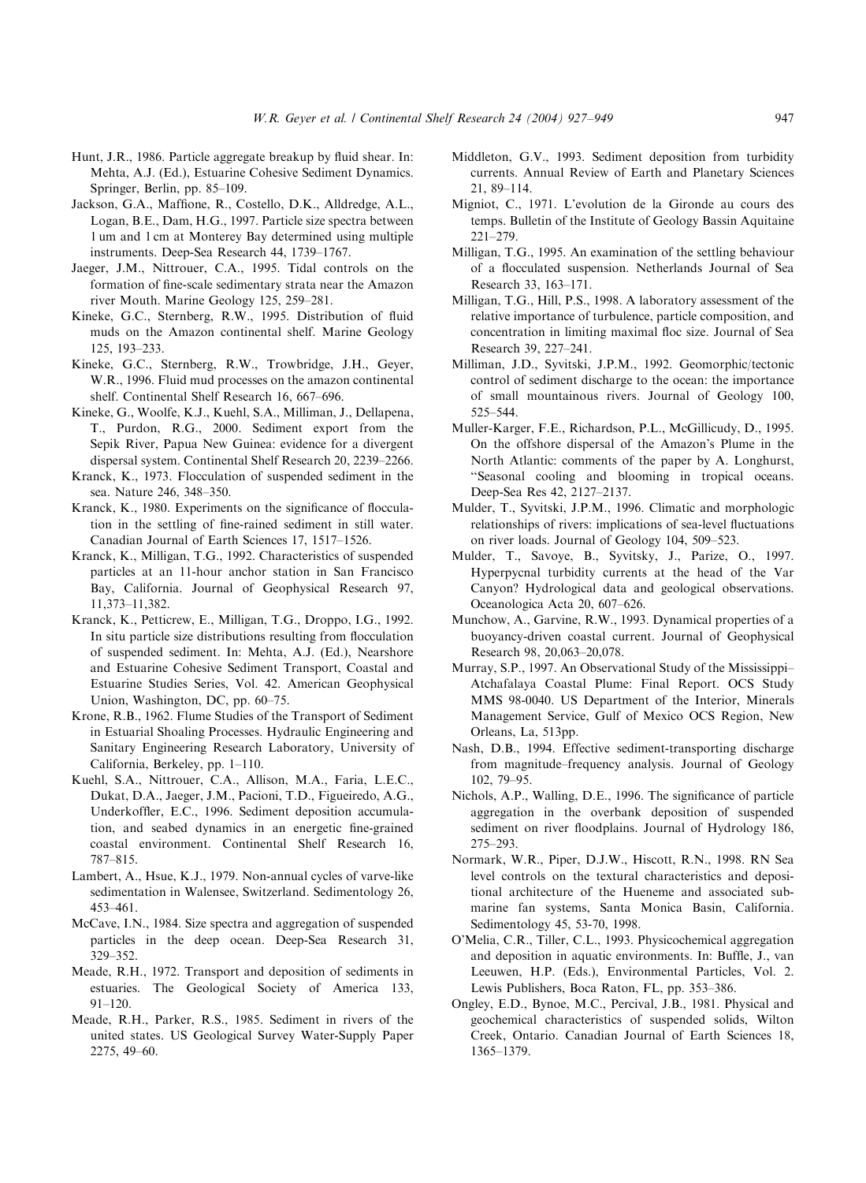Hunt, J.R., 1986. Particle aggregate breakup by fluid shear. In: Mehta, A.J. (Ed.), Estuarine Cohesive Sediment Dynamics. Springer, Berlin, pp. 85–109.

Jackson, G.A., Maffione, R., Costello, D.K., Alldredge, A.L., Logan, B.E., Dam, H.G., 1997. Particle size spectra between 1 um and 1 cm at Monterey Bay determined using multiple instruments. Deep-Sea Research 44, 1739–1767.

Jaeger, J.M., Nittrouer, C.A., 1995. Tidal controls on the formation of fine-scale sedimentary strata near the Amazon river Mouth. Marine Geology 125, 259–281.

Kineke, G.C., Sternberg, R.W., 1995. Distribution of fluid muds on the Amazon continental shelf. Marine Geology 125, 193–233.

Kineke, G.C., Sternberg, R.W., Trowbridge, J.H., Geyer, W.R., 1996. Fluid mud processes on the amazon continental shelf. Continental Shelf Research 16, 667–696.

Kineke, G., Woolfe, K.J., Kuehl, S.A., Milliman, J., Dellapena, T., Purdon, R.G., 2000. Sediment export from the Sepik River, Papua New Guinea: evidence for a divergent dispersal system. Continental Shelf Research 20, 2239–2266.

Kranck, K., 1973. Flocculation of suspended sediment in the sea. Nature 246, 348–350.

Kranck, K., 1980. Experiments on the significance of flocculation in the settling of fine-rained sediment in still water. Canadian Journal of Earth Sciences 17, 1517–1526.

Kranck, K., Milligan, T.G., 1992. Characteristics of suspended particles at an 11-hour anchor station in San Francisco Bay, California. Journal of Geophysical Research 97, 11,373–11,382.

Kranck, K., Petticrew, E., Milligan, T.G., Droppo, I.G., 1992. In situ particle size distributions resulting from flocculation of suspended sediment. In: Mehta, A.J. (Ed.), Nearshore and Estuarine Cohesive Sediment Transport, Coastal and Estuarine Studies Series, Vol. 42. American Geophysical Union, Washington, DC, pp. 60–75.

Krone, R.B., 1962. Flume Studies of the Transport of Sediment in Estuarial Shoaling Processes. Hydraulic Engineering and Sanitary Engineering Research Laboratory, University of California, Berkeley, pp. 1–110.

Kuehl, S.A., Nittrouer, C.A., Allison, M.A., Faria, L.E.C., Dukat, D.A., Jaeger, J.M., Pacioni, T.D., Figueiredo, A.G., Underkoffler, E.C., 1996. Sediment deposition accumulation, and seabed dynamics in an energetic fine-grained coastal environment. Continental Shelf Research 16, 787–815.

Lambert, A., Hsue, K.J., 1979. Non-annual cycles of varve-like sedimentation in Walensee, Switzerland. Sedimentology 26, 453–461.

McCave, I.N., 1984. Size spectra and aggregation of suspended particles in the deep ocean. Deep-Sea Research 31, 329–352.

Meade, R.H., 1972. Transport and deposition of sediments in estuaries. The Geological Society of America 133, 91–120.

Meade, R.H., Parker, R.S., 1985. Sediment in rivers of the united states. US Geological Survey Water-Supply Paper 2275, 49–60.

Middleton, G.V., 1993. Sediment deposition from turbidity currents. Annual Review of Earth and Planetary Sciences 21, 89–114.

Migniot, C., 1971. L'evolution de la Gironde au cours des temps. Bulletin of the Institute of Geology Bassin Aquitaine 221–279.

Milligan, T.G., 1995. An examination of the settling behaviour of a flocculated suspension. Netherlands Journal of Sea Research 33, 163–171.

Milligan, T.G., Hill, P.S., 1998. A laboratory assessment of the relative importance of turbulence, particle composition, and concentration in limiting maximal floc size. Journal of Sea Research 39, 227–241.

Milliman, J.D., Syvitski, J.P.M., 1992. Geomorphic/tectonic control of sediment discharge to the ocean: the importance of small mountainous rivers. Journal of Geology 100, 525–544.

Muller-Karger, F.E., Richardson, P.L., McGillicudy, D., 1995. On the offshore dispersal of the Amazon's Plume in the North Atlantic: comments of the paper by A. Longhurst, "Seasonal cooling and blooming in tropical oceans. Deep-Sea Res 42, 2127–2137.

Mulder, T., Syvitski, J.P.M., 1996. Climatic and morphologic relationships of rivers: implications of sea-level fluctuations on river loads. Journal of Geology 104, 509–523.

Mulder, T., Savoye, B., Syvitsky, J., Parize, O., 1997. Hyperpycnal turbidity currents at the head of the Var Canyon? Hydrological data and geological observations. Oceanologica Acta 20, 607–626.

Munchow, A., Garvine, R.W., 1993. Dynamical properties of a buoyancy-driven coastal current. Journal of Geophysical Research 98, 20,063–20,078.

Murray, S.P., 1997. An Observational Study of the Mississippi–Atchafalaya Coastal Plume: Final Report. OCS Study MMS 98-0040. US Department of the Interior, Minerals Management Service, Gulf of Mexico OCS Region, New Orleans, La, 513pp.

Nash, D.B., 1994. Effective sediment-transporting discharge from magnitude–frequency analysis. Journal of Geology 102, 79–95.

Nichols, A.P., Walling, D.E., 1996. The significance of particle aggregation in the overbank deposition of suspended sediment on river floodplains. Journal of Hydrology 186, 275–293.

Normark, W.R., Piper, D.J.W., Hiscott, R.N., 1998. RN Sea level controls on the textural characteristics and depositional architecture of the Hueneme and associated submarine fan systems, Santa Monica Basin, California. Sedimentology 45, 53-70, 1998.

O'Melia, C.R., Tiller, C.L., 1993. Physicochemical aggregation and deposition in aquatic environments. In: Buffle, J., van Leeuwen, H.P. (Eds.), Environmental Particles, Vol. 2. Lewis Publishers, Boca Raton, FL, pp. 353–386.

Ongley, E.D., Bynoe, M.C., Percival, J.B., 1981. Physical and geochemical characteristics of suspended solids, Wilton Creek, Ontario. Canadian Journal of Earth Sciences 18, 1365–1379.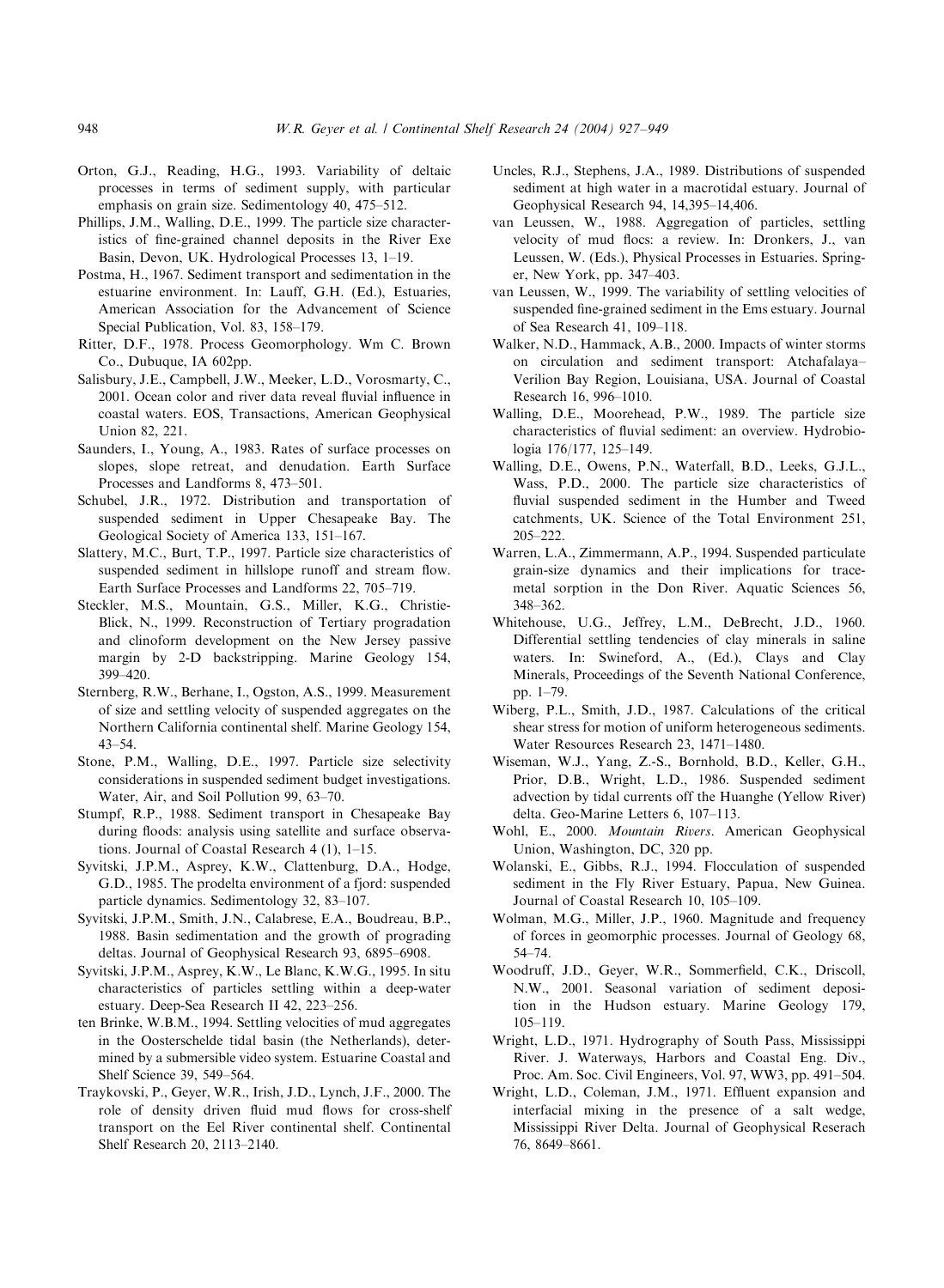Orton, G.J., Reading, H.G., 1993. Variability of deltaic processes in terms of sediment supply, with particular emphasis on grain size. Sedimentology 40, 475–512.

Phillips, J.M., Walling, D.E., 1999. The particle size characteristics of fine-grained channel deposits in the River Exe Basin, Devon, UK. Hydrological Processes 13, 1–19.

Postma, H., 1967. Sediment transport and sedimentation in the estuarine environment. In: Lauff, G.H. (Ed.), Estuaries, American Association for the Advancement of Science Special Publication, Vol. 83, 158–179.

Ritter, D.F., 1978. Process Geomorphology. Wm C. Brown Co., Dubuque, IA 602pp.

Salisbury, J.E., Campbell, J.W., Meeker, L.D., Vorosmarty, C., 2001. Ocean color and river data reveal fluvial influence in coastal waters. EOS, Transactions, American Geophysical Union 82, 221.

Saunders, I., Young, A., 1983. Rates of surface processes on slopes, slope retreat, and denudation. Earth Surface Processes and Landforms 8, 473–501.

Schubel, J.R., 1972. Distribution and transportation of suspended sediment in Upper Chesapeake Bay. The Geological Society of America 133, 151–167.

Slattery, M.C., Burt, T.P., 1997. Particle size characteristics of suspended sediment in hillslope runoff and stream flow. Earth Surface Processes and Landforms 22, 705–719.

Steckler, M.S., Mountain, G.S., Miller, K.G., Christie-Blick, N., 1999. Reconstruction of Tertiary progradation and clinoform development on the New Jersey passive margin by 2-D backstripping. Marine Geology 154, 399–420.

Sternberg, R.W., Berhane, I., Ogston, A.S., 1999. Measurement of size and settling velocity of suspended aggregates on the Northern California continental shelf. Marine Geology 154, 43–54.

Stone, P.M., Walling, D.E., 1997. Particle size selectivity considerations in suspended sediment budget investigations. Water, Air, and Soil Pollution 99, 63–70.

Stumpf, R.P., 1988. Sediment transport in Chesapeake Bay during floods: analysis using satellite and surface observations. Journal of Coastal Research 4 (1), 1–15.

Syvitski, J.P.M., Asprey, K.W., Clattenburg, D.A., Hodge, G.D., 1985. The prodelta environment of a fjord: suspended particle dynamics. Sedimentology 32, 83–107.

Syvitski, J.P.M., Smith, J.N., Calabrese, E.A., Boudreau, B.P., 1988. Basin sedimentation and the growth of prograding deltas. Journal of Geophysical Research 93, 6895–6908.

Syvitski, J.P.M., Asprey, K.W., Le Blanc, K.W.G., 1995. In situ characteristics of particles settling within a deep-water estuary. Deep-Sea Research II 42, 223–256.

ten Brinke, W.B.M., 1994. Settling velocities of mud aggregates in the Oosterschelde tidal basin (the Netherlands), determined by a submersible video system. Estuarine Coastal and Shelf Science 39, 549–564.

Traykovski, P., Geyer, W.R., Irish, J.D., Lynch, J.F., 2000. The role of density driven fluid mud flows for cross-shelf transport on the Eel River continental shelf. Continental Shelf Research 20, 2113–2140.

Uncles, R.J., Stephens, J.A., 1989. Distributions of suspended sediment at high water in a macrotidal estuary. Journal of Geophysical Research 94, 14,395–14,406.

van Leussen, W., 1988. Aggregation of particles, settling velocity of mud flocs: a review. In: Dronkers, J., van Leussen, W. (Eds.), Physical Processes in Estuaries. Springer, New York, pp. 347–403.

van Leussen, W., 1999. The variability of settling velocities of suspended fine-grained sediment in the Ems estuary. Journal of Sea Research 41, 109–118.

Walker, N.D., Hammack, A.B., 2000. Impacts of winter storms on circulation and sediment transport: Atchafalaya–Verilion Bay Region, Louisiana, USA. Journal of Coastal Research 16, 996–1010.

Walling, D.E., Moorehead, P.W., 1989. The particle size characteristics of fluvial sediment: an overview. Hydrobiologia 176/177, 125–149.

Walling, D.E., Owens, P.N., Waterfall, B.D., Leeks, G.J.L., Wass, P.D., 2000. The particle size characteristics of fluvial suspended sediment in the Humber and Tweed catchments, UK. Science of the Total Environment 251, 205–222.

Warren, L.A., Zimmermann, A.P., 1994. Suspended particulate grain-size dynamics and their implications for trace-metal sorption in the Don River. Aquatic Sciences 56, 348–362.

Whitehouse, U.G., Jeffrey, L.M., DeBrecht, J.D., 1960. Differential settling tendencies of clay minerals in saline waters. In: Swineford, A., (Ed.), Clays and Clay Minerals, Proceedings of the Seventh National Conference, pp. 1–79.

Wiberg, P.L., Smith, J.D., 1987. Calculations of the critical shear stress for motion of uniform heterogeneous sediments. Water Resources Research 23, 1471–1480.

Wiseman, W.J., Yang, Z.-S., Bornhold, B.D., Keller, G.H., Prior, D.B., Wright, L.D., 1986. Suspended sediment advection by tidal currents off the Huanghe (Yellow River) delta. Geo-Marine Letters 6, 107–113.

Wohl, E., 2000. *Mountain Rivers*. American Geophysical Union, Washington, DC, 320 pp.

Wolanski, E., Gibbs, R.J., 1994. Flocculation of suspended sediment in the Fly River Estuary, Papua, New Guinea. Journal of Coastal Research 10, 105–109.

Wolman, M.G., Miller, J.P., 1960. Magnitude and frequency of forces in geomorphic processes. Journal of Geology 68, 54–74.

Woodruff, J.D., Geyer, W.R., Sommerfield, C.K., Driscoll, N.W., 2001. Seasonal variation of sediment deposition in the Hudson estuary. Marine Geology 179, 105–119.

Wright, L.D., 1971. Hydrography of South Pass, Mississippi River. J. Waterways, Harbors and Coastal Eng. Div., Proc. Am. Soc. Civil Engineers, Vol. 97, WW3, pp. 491–504.

Wright, L.D., Coleman, J.M., 1971. Effluent expansion and interfacial mixing in the presence of a salt wedge, Mississippi River Delta. Journal of Geophysical Reserach 76, 8649–8661.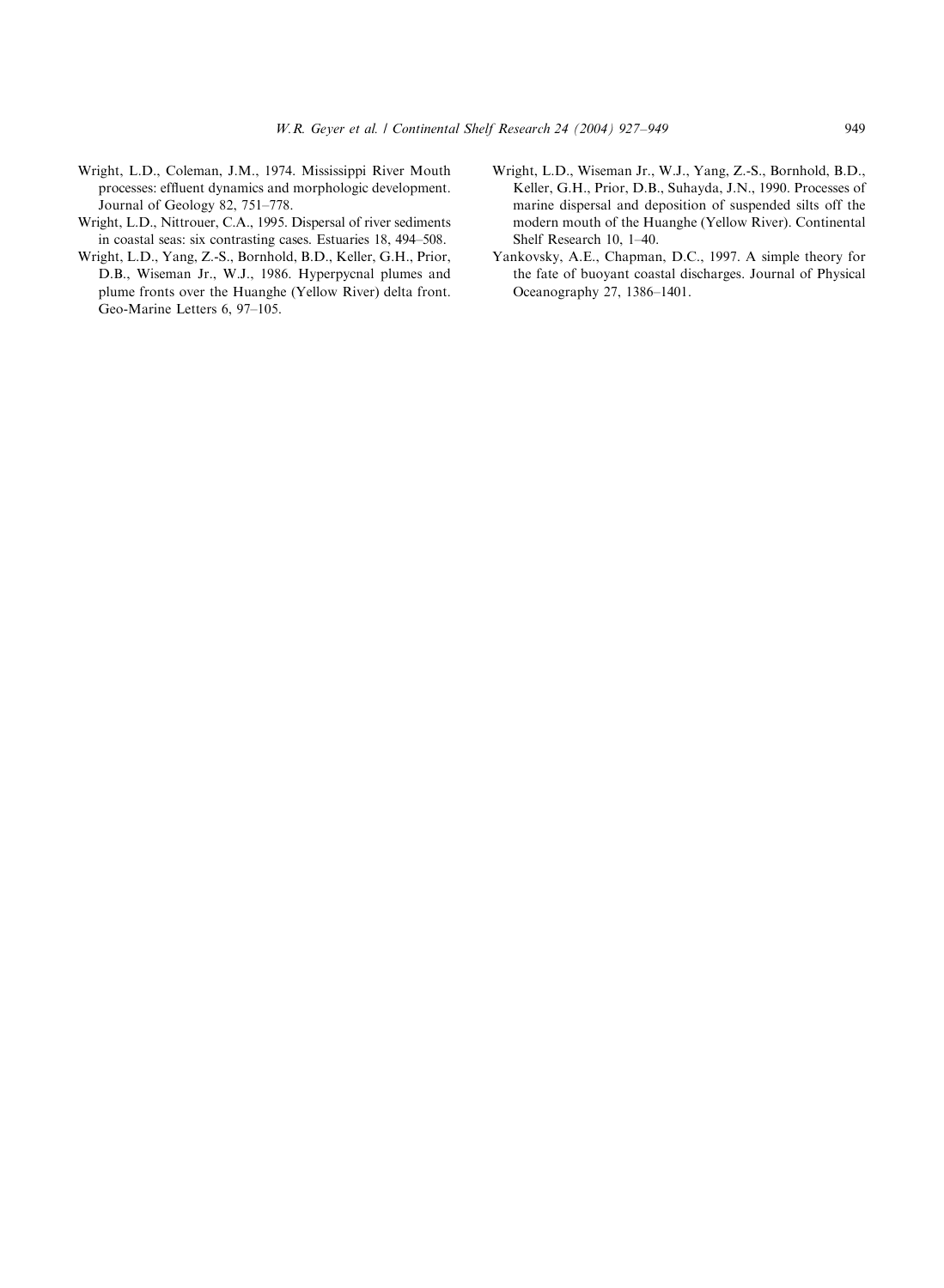Wright, L.D., Coleman, J.M., 1974. Mississippi River Mouth processes: effluent dynamics and morphologic development. Journal of Geology 82, 751–778.

Wright, L.D., Nittrouer, C.A., 1995. Dispersal of river sediments in coastal seas: six contrasting cases. Estuaries 18, 494–508.

Wright, L.D., Yang, Z.-S., Bornhold, B.D., Keller, G.H., Prior, D.B., Wiseman Jr., W.J., 1986. Hyperpycnal plumes and plume fronts over the Huanghe (Yellow River) delta front. Geo-Marine Letters 6, 97–105.

Wright, L.D., Wiseman Jr., W.J., Yang, Z.-S., Bornhold, B.D., Keller, G.H., Prior, D.B., Suhayda, J.N., 1990. Processes of marine dispersal and deposition of suspended silts off the modern mouth of the Huanghe (Yellow River). Continental Shelf Research 10, 1–40.

Yankovsky, A.E., Chapman, D.C., 1997. A simple theory for the fate of buoyant coastal discharges. Journal of Physical Oceanography 27, 1386–1401.